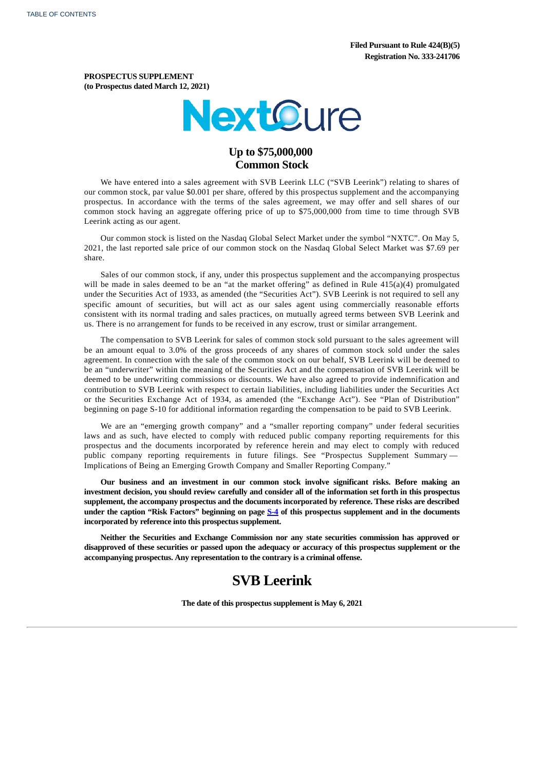TABLE OF CONTENTS

**Filed Pursuant to Rule 424(B)(5)**
**Registration No. 333-241706**

**PROSPECTUS SUPPLEMENT**
**(to Prospectus dated March 12, 2021)**

# NextCure

## Up to $75,000,000
## Common Stock

We have entered into a sales agreement with SVB Leerink LLC ("SVB Leerink") relating to shares of our common stock, par value $0.001 per share, offered by this prospectus supplement and the accompanying prospectus. In accordance with the terms of the sales agreement, we may offer and sell shares of our common stock having an aggregate offering price of up to $75,000,000 from time to time through SVB Leerink acting as our agent.

Our common stock is listed on the Nasdaq Global Select Market under the symbol "NXTC". On May 5, 2021, the last reported sale price of our common stock on the Nasdaq Global Select Market was $7.69 per share.

Sales of our common stock, if any, under this prospectus supplement and the accompanying prospectus will be made in sales deemed to be an "at the market offering" as defined in Rule 415(a)(4) promulgated under the Securities Act of 1933, as amended (the "Securities Act"). SVB Leerink is not required to sell any specific amount of securities, but will act as our sales agent using commercially reasonable efforts consistent with its normal trading and sales practices, on mutually agreed terms between SVB Leerink and us. There is no arrangement for funds to be received in any escrow, trust or similar arrangement.

The compensation to SVB Leerink for sales of common stock sold pursuant to the sales agreement will be an amount equal to 3.0% of the gross proceeds of any shares of common stock sold under the sales agreement. In connection with the sale of the common stock on our behalf, SVB Leerink will be deemed to be an "underwriter" within the meaning of the Securities Act and the compensation of SVB Leerink will be deemed to be underwriting commissions or discounts. We have also agreed to provide indemnification and contribution to SVB Leerink with respect to certain liabilities, including liabilities under the Securities Act or the Securities Exchange Act of 1934, as amended (the "Exchange Act"). See "Plan of Distribution" beginning on page S-10 for additional information regarding the compensation to be paid to SVB Leerink.

We are an "emerging growth company" and a "smaller reporting company" under federal securities laws and as such, have elected to comply with reduced public company reporting requirements for this prospectus and the documents incorporated by reference herein and may elect to comply with reduced public company reporting requirements in future filings. See "Prospectus Supplement Summary — Implications of Being an Emerging Growth Company and Smaller Reporting Company."

**Our business and an investment in our common stock involve significant risks. Before making an investment decision, you should review carefully and consider all of the information set forth in this prospectus supplement, the accompany prospectus and the documents incorporated by reference. These risks are described under the caption "Risk Factors" beginning on page S-4 of this prospectus supplement and in the documents incorporated by reference into this prospectus supplement.**

**Neither the Securities and Exchange Commission nor any state securities commission has approved or disapproved of these securities or passed upon the adequacy or accuracy of this prospectus supplement or the accompanying prospectus. Any representation to the contrary is a criminal offense.**

## SVB Leerink

**The date of this prospectus supplement is May 6, 2021**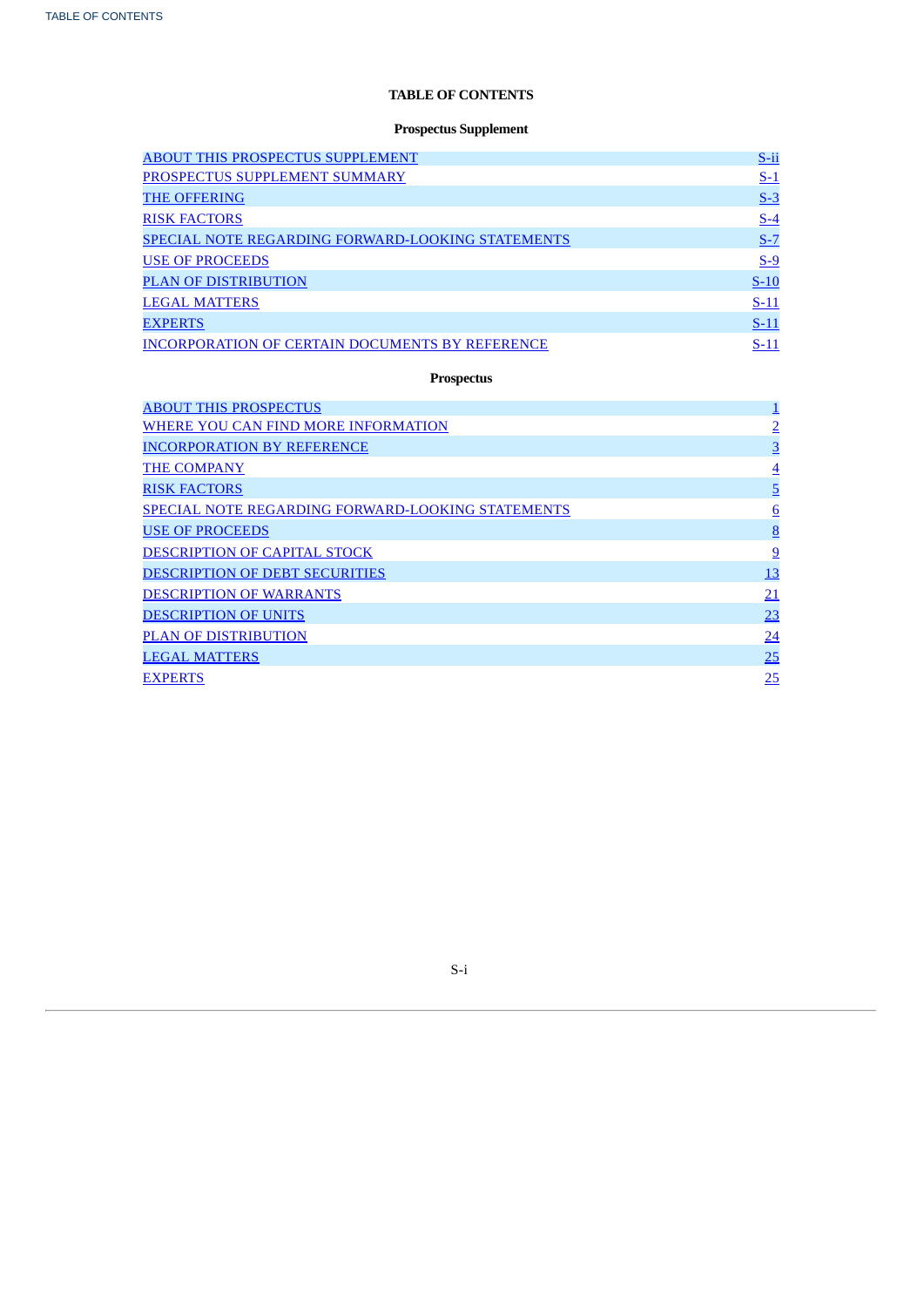# TABLE OF CONTENTS

## Prospectus Supplement

| | |
|---|---|
| ABOUT THIS PROSPECTUS SUPPLEMENT | S-ii |
| PROSPECTUS SUPPLEMENT SUMMARY | S-1 |
| THE OFFERING | S-3 |
| RISK FACTORS | S-4 |
| SPECIAL NOTE REGARDING FORWARD-LOOKING STATEMENTS | S-7 |
| USE OF PROCEEDS | S-9 |
| PLAN OF DISTRIBUTION | S-10 |
| LEGAL MATTERS | S-11 |
| EXPERTS | S-11 |
| INCORPORATION OF CERTAIN DOCUMENTS BY REFERENCE | S-11 |

## Prospectus

| | |
|---|---|
| ABOUT THIS PROSPECTUS | 1 |
| WHERE YOU CAN FIND MORE INFORMATION | 2 |
| INCORPORATION BY REFERENCE | 3 |
| THE COMPANY | 4 |
| RISK FACTORS | 5 |
| SPECIAL NOTE REGARDING FORWARD-LOOKING STATEMENTS | 6 |
| USE OF PROCEEDS | 8 |
| DESCRIPTION OF CAPITAL STOCK | 9 |
| DESCRIPTION OF DEBT SECURITIES | 13 |
| DESCRIPTION OF WARRANTS | 21 |
| DESCRIPTION OF UNITS | 23 |
| PLAN OF DISTRIBUTION | 24 |
| LEGAL MATTERS | 25 |
| EXPERTS | 25 |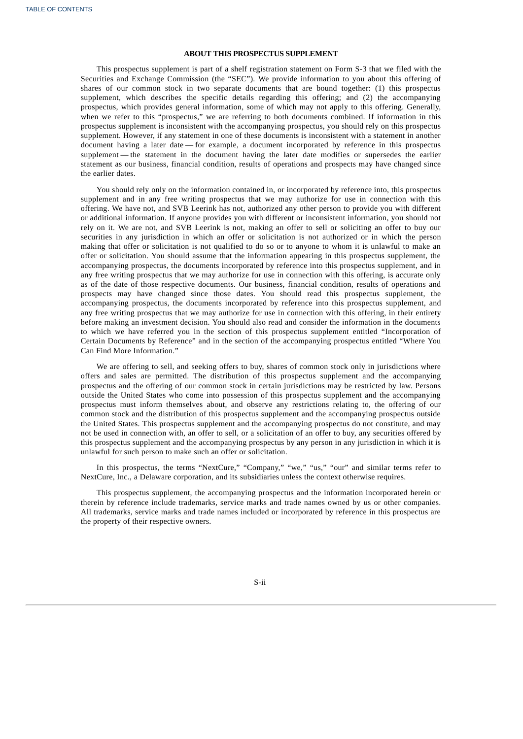## ABOUT THIS PROSPECTUS SUPPLEMENT

This prospectus supplement is part of a shelf registration statement on Form S-3 that we filed with the Securities and Exchange Commission (the "SEC"). We provide information to you about this offering of shares of our common stock in two separate documents that are bound together: (1) this prospectus supplement, which describes the specific details regarding this offering; and (2) the accompanying prospectus, which provides general information, some of which may not apply to this offering. Generally, when we refer to this "prospectus," we are referring to both documents combined. If information in this prospectus supplement is inconsistent with the accompanying prospectus, you should rely on this prospectus supplement. However, if any statement in one of these documents is inconsistent with a statement in another document having a later date — for example, a document incorporated by reference in this prospectus supplement — the statement in the document having the later date modifies or supersedes the earlier statement as our business, financial condition, results of operations and prospects may have changed since the earlier dates.

You should rely only on the information contained in, or incorporated by reference into, this prospectus supplement and in any free writing prospectus that we may authorize for use in connection with this offering. We have not, and SVB Leerink has not, authorized any other person to provide you with different or additional information. If anyone provides you with different or inconsistent information, you should not rely on it. We are not, and SVB Leerink is not, making an offer to sell or soliciting an offer to buy our securities in any jurisdiction in which an offer or solicitation is not authorized or in which the person making that offer or solicitation is not qualified to do so or to anyone to whom it is unlawful to make an offer or solicitation. You should assume that the information appearing in this prospectus supplement, the accompanying prospectus, the documents incorporated by reference into this prospectus supplement, and in any free writing prospectus that we may authorize for use in connection with this offering, is accurate only as of the date of those respective documents. Our business, financial condition, results of operations and prospects may have changed since those dates. You should read this prospectus supplement, the accompanying prospectus, the documents incorporated by reference into this prospectus supplement, and any free writing prospectus that we may authorize for use in connection with this offering, in their entirety before making an investment decision. You should also read and consider the information in the documents to which we have referred you in the section of this prospectus supplement entitled "Incorporation of Certain Documents by Reference" and in the section of the accompanying prospectus entitled "Where You Can Find More Information."

We are offering to sell, and seeking offers to buy, shares of common stock only in jurisdictions where offers and sales are permitted. The distribution of this prospectus supplement and the accompanying prospectus and the offering of our common stock in certain jurisdictions may be restricted by law. Persons outside the United States who come into possession of this prospectus supplement and the accompanying prospectus must inform themselves about, and observe any restrictions relating to, the offering of our common stock and the distribution of this prospectus supplement and the accompanying prospectus outside the United States. This prospectus supplement and the accompanying prospectus do not constitute, and may not be used in connection with, an offer to sell, or a solicitation of an offer to buy, any securities offered by this prospectus supplement and the accompanying prospectus by any person in any jurisdiction in which it is unlawful for such person to make such an offer or solicitation.

In this prospectus, the terms "NextCure," "Company," "we," "us," "our" and similar terms refer to NextCure, Inc., a Delaware corporation, and its subsidiaries unless the context otherwise requires.

This prospectus supplement, the accompanying prospectus and the information incorporated herein or therein by reference include trademarks, service marks and trade names owned by us or other companies. All trademarks, service marks and trade names included or incorporated by reference in this prospectus are the property of their respective owners.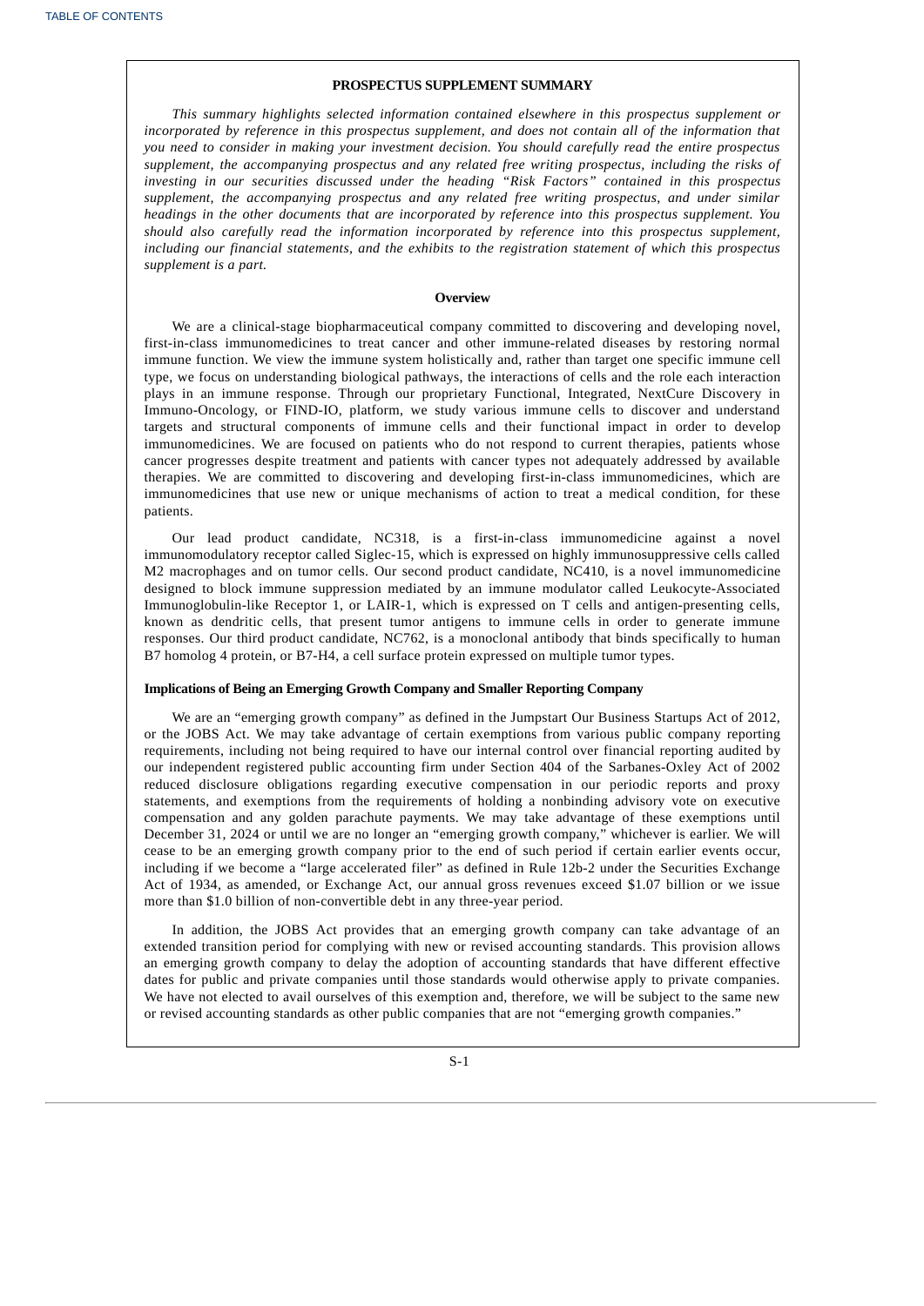## PROSPECTUS SUPPLEMENT SUMMARY

*This summary highlights selected information contained elsewhere in this prospectus supplement or incorporated by reference in this prospectus supplement, and does not contain all of the information that you need to consider in making your investment decision. You should carefully read the entire prospectus supplement, the accompanying prospectus and any related free writing prospectus, including the risks of investing in our securities discussed under the heading "Risk Factors" contained in this prospectus supplement, the accompanying prospectus and any related free writing prospectus, and under similar headings in the other documents that are incorporated by reference into this prospectus supplement. You should also carefully read the information incorporated by reference into this prospectus supplement, including our financial statements, and the exhibits to the registration statement of which this prospectus supplement is a part.*

### Overview

We are a clinical-stage biopharmaceutical company committed to discovering and developing novel, first-in-class immunomedicines to treat cancer and other immune-related diseases by restoring normal immune function. We view the immune system holistically and, rather than target one specific immune cell type, we focus on understanding biological pathways, the interactions of cells and the role each interaction plays in an immune response. Through our proprietary Functional, Integrated, NextCure Discovery in Immuno-Oncology, or FIND-IO, platform, we study various immune cells to discover and understand targets and structural components of immune cells and their functional impact in order to develop immunomedicines. We are focused on patients who do not respond to current therapies, patients whose cancer progresses despite treatment and patients with cancer types not adequately addressed by available therapies. We are committed to discovering and developing first-in-class immunomedicines, which are immunomedicines that use new or unique mechanisms of action to treat a medical condition, for these patients.

Our lead product candidate, NC318, is a first-in-class immunomedicine against a novel immunomodulatory receptor called Siglec-15, which is expressed on highly immunosuppressive cells called M2 macrophages and on tumor cells. Our second product candidate, NC410, is a novel immunomedicine designed to block immune suppression mediated by an immune modulator called Leukocyte-Associated Immunoglobulin-like Receptor 1, or LAIR-1, which is expressed on T cells and antigen-presenting cells, known as dendritic cells, that present tumor antigens to immune cells in order to generate immune responses. Our third product candidate, NC762, is a monoclonal antibody that binds specifically to human B7 homolog 4 protein, or B7-H4, a cell surface protein expressed on multiple tumor types.

### Implications of Being an Emerging Growth Company and Smaller Reporting Company

We are an "emerging growth company" as defined in the Jumpstart Our Business Startups Act of 2012, or the JOBS Act. We may take advantage of certain exemptions from various public company reporting requirements, including not being required to have our internal control over financial reporting audited by our independent registered public accounting firm under Section 404 of the Sarbanes-Oxley Act of 2002 reduced disclosure obligations regarding executive compensation in our periodic reports and proxy statements, and exemptions from the requirements of holding a nonbinding advisory vote on executive compensation and any golden parachute payments. We may take advantage of these exemptions until December 31, 2024 or until we are no longer an "emerging growth company," whichever is earlier. We will cease to be an emerging growth company prior to the end of such period if certain earlier events occur, including if we become a "large accelerated filer" as defined in Rule 12b-2 under the Securities Exchange Act of 1934, as amended, or Exchange Act, our annual gross revenues exceed $1.07 billion or we issue more than $1.0 billion of non-convertible debt in any three-year period.

In addition, the JOBS Act provides that an emerging growth company can take advantage of an extended transition period for complying with new or revised accounting standards. This provision allows an emerging growth company to delay the adoption of accounting standards that have different effective dates for public and private companies until those standards would otherwise apply to private companies. We have not elected to avail ourselves of this exemption and, therefore, we will be subject to the same new or revised accounting standards as other public companies that are not "emerging growth companies."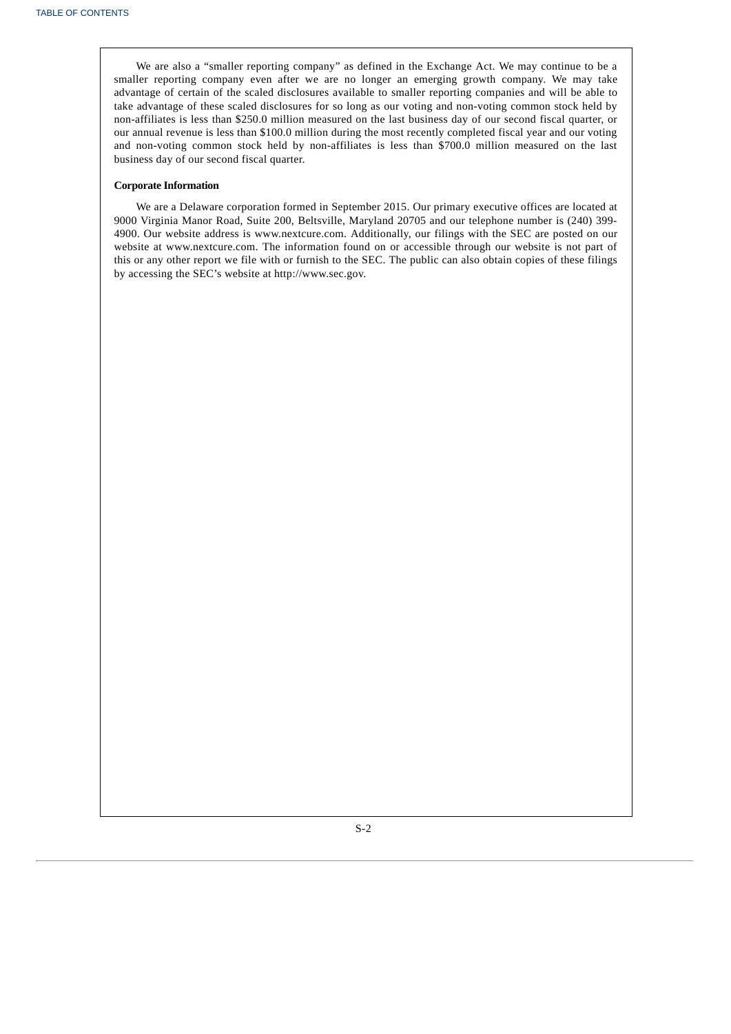We are also a "smaller reporting company" as defined in the Exchange Act. We may continue to be a smaller reporting company even after we are no longer an emerging growth company. We may take advantage of certain of the scaled disclosures available to smaller reporting companies and will be able to take advantage of these scaled disclosures for so long as our voting and non-voting common stock held by non-affiliates is less than $250.0 million measured on the last business day of our second fiscal quarter, or our annual revenue is less than $100.0 million during the most recently completed fiscal year and our voting and non-voting common stock held by non-affiliates is less than $700.0 million measured on the last business day of our second fiscal quarter.

**Corporate Information**

We are a Delaware corporation formed in September 2015. Our primary executive offices are located at 9000 Virginia Manor Road, Suite 200, Beltsville, Maryland 20705 and our telephone number is (240) 399-4900. Our website address is www.nextcure.com. Additionally, our filings with the SEC are posted on our website at www.nextcure.com. The information found on or accessible through our website is not part of this or any other report we file with or furnish to the SEC. The public can also obtain copies of these filings by accessing the SEC's website at http://www.sec.gov.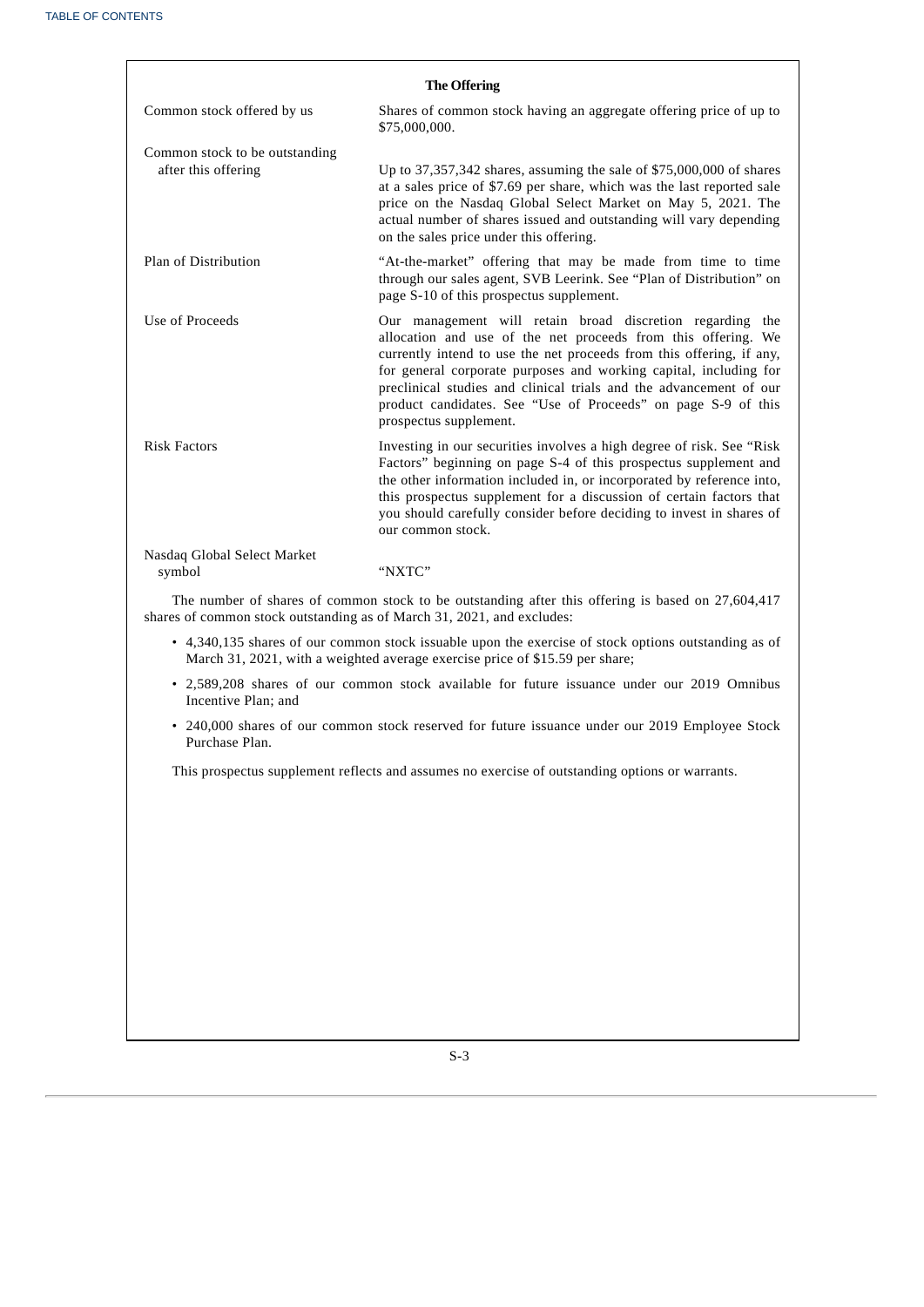## The Offering

| | |
|---|---|
| Common stock offered by us | Shares of common stock having an aggregate offering price of up to $75,000,000. |
| Common stock to be outstanding after this offering | Up to 37,357,342 shares, assuming the sale of $75,000,000 of shares at a sales price of $7.69 per share, which was the last reported sale price on the Nasdaq Global Select Market on May 5, 2021. The actual number of shares issued and outstanding will vary depending on the sales price under this offering. |
| Plan of Distribution | "At-the-market" offering that may be made from time to time through our sales agent, SVB Leerink. See "Plan of Distribution" on page S-10 of this prospectus supplement. |
| Use of Proceeds | Our management will retain broad discretion regarding the allocation and use of the net proceeds from this offering. We currently intend to use the net proceeds from this offering, if any, for general corporate purposes and working capital, including for preclinical studies and clinical trials and the advancement of our product candidates. See "Use of Proceeds" on page S-9 of this prospectus supplement. |
| Risk Factors | Investing in our securities involves a high degree of risk. See "Risk Factors" beginning on page S-4 of this prospectus supplement and the other information included in, or incorporated by reference into, this prospectus supplement for a discussion of certain factors that you should carefully consider before deciding to invest in shares of our common stock. |
| Nasdaq Global Select Market symbol | "NXTC" |

The number of shares of common stock to be outstanding after this offering is based on 27,604,417 shares of common stock outstanding as of March 31, 2021, and excludes:

- 4,340,135 shares of our common stock issuable upon the exercise of stock options outstanding as of March 31, 2021, with a weighted average exercise price of $15.59 per share;
- 2,589,208 shares of our common stock available for future issuance under our 2019 Omnibus Incentive Plan; and
- 240,000 shares of our common stock reserved for future issuance under our 2019 Employee Stock Purchase Plan.

This prospectus supplement reflects and assumes no exercise of outstanding options or warrants.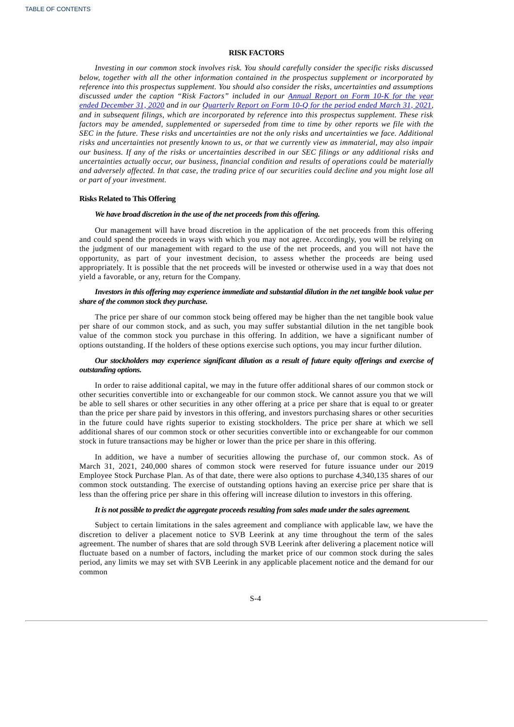## RISK FACTORS

*Investing in our common stock involves risk. You should carefully consider the specific risks discussed below, together with all the other information contained in the prospectus supplement or incorporated by reference into this prospectus supplement. You should also consider the risks, uncertainties and assumptions discussed under the caption "Risk Factors" included in our Annual Report on Form 10-K for the year ended December 31, 2020 and in our Quarterly Report on Form 10-Q for the period ended March 31, 2021, and in subsequent filings, which are incorporated by reference into this prospectus supplement. These risk factors may be amended, supplemented or superseded from time to time by other reports we file with the SEC in the future. These risks and uncertainties are not the only risks and uncertainties we face. Additional risks and uncertainties not presently known to us, or that we currently view as immaterial, may also impair our business. If any of the risks or uncertainties described in our SEC filings or any additional risks and uncertainties actually occur, our business, financial condition and results of operations could be materially and adversely affected. In that case, the trading price of our securities could decline and you might lose all or part of your investment.*

### Risks Related to This Offering

***We have broad discretion in the use of the net proceeds from this offering.***

Our management will have broad discretion in the application of the net proceeds from this offering and could spend the proceeds in ways with which you may not agree. Accordingly, you will be relying on the judgment of our management with regard to the use of the net proceeds, and you will not have the opportunity, as part of your investment decision, to assess whether the proceeds are being used appropriately. It is possible that the net proceeds will be invested or otherwise used in a way that does not yield a favorable, or any, return for the Company.

***Investors in this offering may experience immediate and substantial dilution in the net tangible book value per share of the common stock they purchase.***

The price per share of our common stock being offered may be higher than the net tangible book value per share of our common stock, and as such, you may suffer substantial dilution in the net tangible book value of the common stock you purchase in this offering. In addition, we have a significant number of options outstanding. If the holders of these options exercise such options, you may incur further dilution.

***Our stockholders may experience significant dilution as a result of future equity offerings and exercise of outstanding options.***

In order to raise additional capital, we may in the future offer additional shares of our common stock or other securities convertible into or exchangeable for our common stock. We cannot assure you that we will be able to sell shares or other securities in any other offering at a price per share that is equal to or greater than the price per share paid by investors in this offering, and investors purchasing shares or other securities in the future could have rights superior to existing stockholders. The price per share at which we sell additional shares of our common stock or other securities convertible into or exchangeable for our common stock in future transactions may be higher or lower than the price per share in this offering.

In addition, we have a number of securities allowing the purchase of, our common stock. As of March 31, 2021, 240,000 shares of common stock were reserved for future issuance under our 2019 Employee Stock Purchase Plan. As of that date, there were also options to purchase 4,340,135 shares of our common stock outstanding. The exercise of outstanding options having an exercise price per share that is less than the offering price per share in this offering will increase dilution to investors in this offering.

***It is not possible to predict the aggregate proceeds resulting from sales made under the sales agreement.***

Subject to certain limitations in the sales agreement and compliance with applicable law, we have the discretion to deliver a placement notice to SVB Leerink at any time throughout the term of the sales agreement. The number of shares that are sold through SVB Leerink after delivering a placement notice will fluctuate based on a number of factors, including the market price of our common stock during the sales period, any limits we may set with SVB Leerink in any applicable placement notice and the demand for our common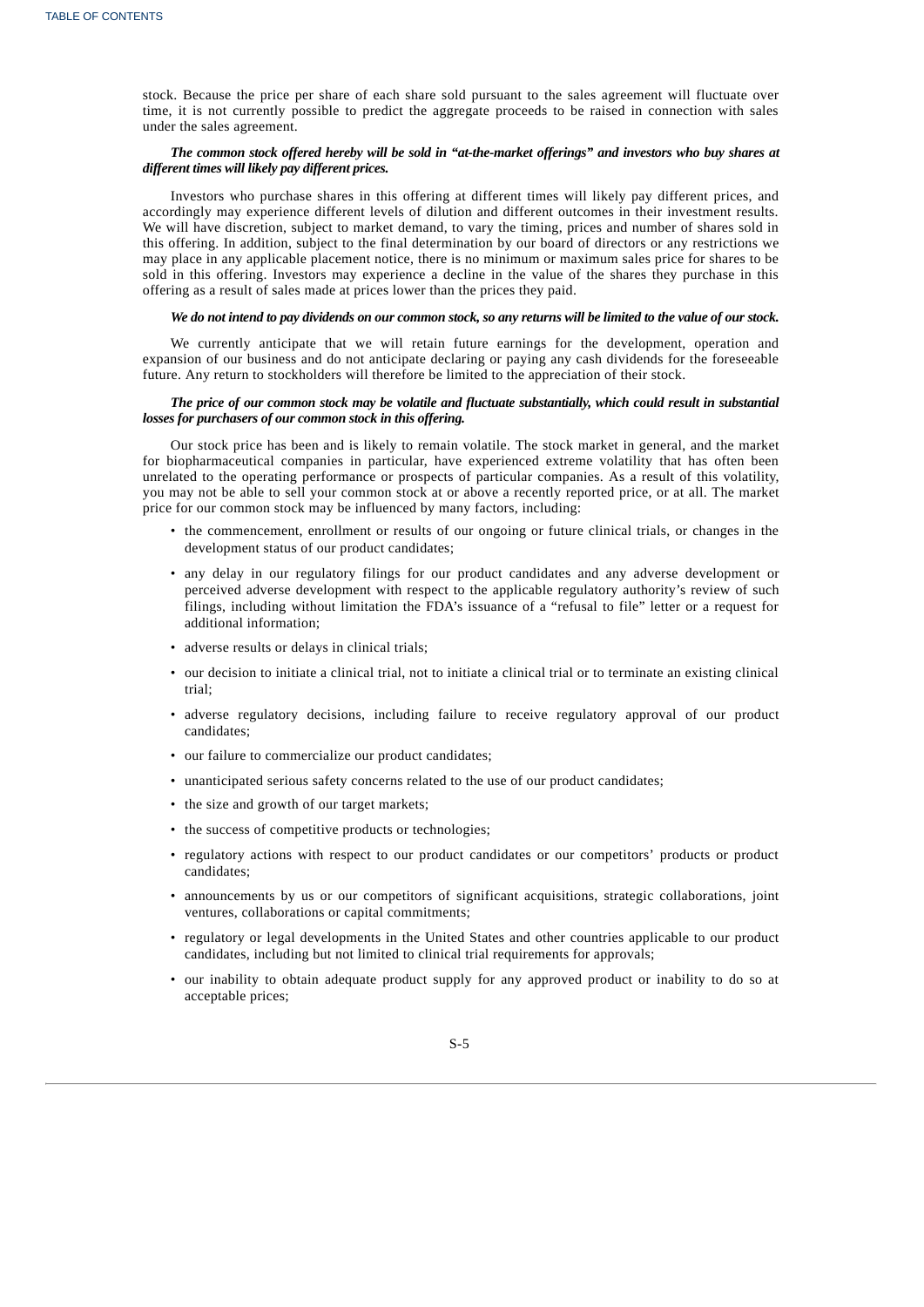stock. Because the price per share of each share sold pursuant to the sales agreement will fluctuate over time, it is not currently possible to predict the aggregate proceeds to be raised in connection with sales under the sales agreement.

***The common stock offered hereby will be sold in "at-the-market offerings" and investors who buy shares at different times will likely pay different prices.***

Investors who purchase shares in this offering at different times will likely pay different prices, and accordingly may experience different levels of dilution and different outcomes in their investment results. We will have discretion, subject to market demand, to vary the timing, prices and number of shares sold in this offering. In addition, subject to the final determination by our board of directors or any restrictions we may place in any applicable placement notice, there is no minimum or maximum sales price for shares to be sold in this offering. Investors may experience a decline in the value of the shares they purchase in this offering as a result of sales made at prices lower than the prices they paid.

***We do not intend to pay dividends on our common stock, so any returns will be limited to the value of our stock.***

We currently anticipate that we will retain future earnings for the development, operation and expansion of our business and do not anticipate declaring or paying any cash dividends for the foreseeable future. Any return to stockholders will therefore be limited to the appreciation of their stock.

***The price of our common stock may be volatile and fluctuate substantially, which could result in substantial losses for purchasers of our common stock in this offering.***

Our stock price has been and is likely to remain volatile. The stock market in general, and the market for biopharmaceutical companies in particular, have experienced extreme volatility that has often been unrelated to the operating performance or prospects of particular companies. As a result of this volatility, you may not be able to sell your common stock at or above a recently reported price, or at all. The market price for our common stock may be influenced by many factors, including:

- the commencement, enrollment or results of our ongoing or future clinical trials, or changes in the development status of our product candidates;
- any delay in our regulatory filings for our product candidates and any adverse development or perceived adverse development with respect to the applicable regulatory authority's review of such filings, including without limitation the FDA's issuance of a "refusal to file" letter or a request for additional information;
- adverse results or delays in clinical trials;
- our decision to initiate a clinical trial, not to initiate a clinical trial or to terminate an existing clinical trial;
- adverse regulatory decisions, including failure to receive regulatory approval of our product candidates;
- our failure to commercialize our product candidates;
- unanticipated serious safety concerns related to the use of our product candidates;
- the size and growth of our target markets;
- the success of competitive products or technologies;
- regulatory actions with respect to our product candidates or our competitors' products or product candidates;
- announcements by us or our competitors of significant acquisitions, strategic collaborations, joint ventures, collaborations or capital commitments;
- regulatory or legal developments in the United States and other countries applicable to our product candidates, including but not limited to clinical trial requirements for approvals;
- our inability to obtain adequate product supply for any approved product or inability to do so at acceptable prices;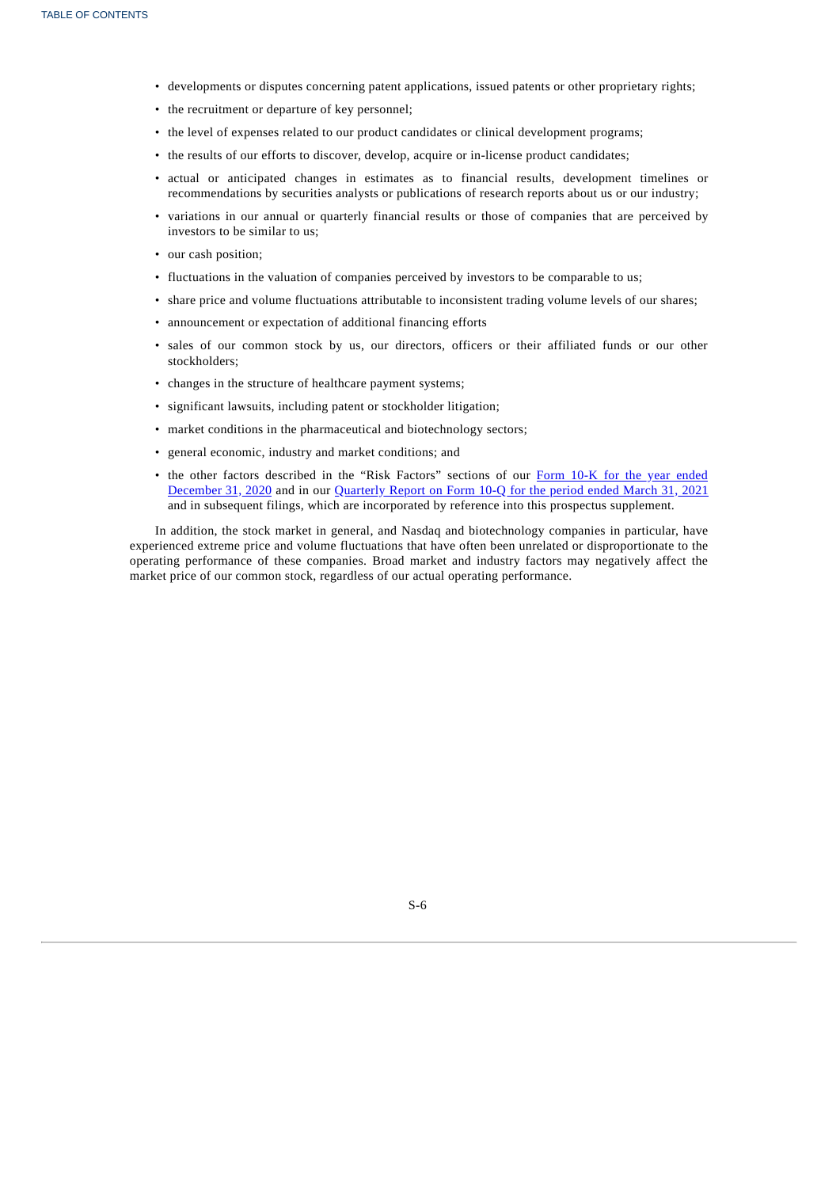- developments or disputes concerning patent applications, issued patents or other proprietary rights;
- the recruitment or departure of key personnel;
- the level of expenses related to our product candidates or clinical development programs;
- the results of our efforts to discover, develop, acquire or in-license product candidates;
- actual or anticipated changes in estimates as to financial results, development timelines or recommendations by securities analysts or publications of research reports about us or our industry;
- variations in our annual or quarterly financial results or those of companies that are perceived by investors to be similar to us;
- our cash position;
- fluctuations in the valuation of companies perceived by investors to be comparable to us;
- share price and volume fluctuations attributable to inconsistent trading volume levels of our shares;
- announcement or expectation of additional financing efforts
- sales of our common stock by us, our directors, officers or their affiliated funds or our other stockholders;
- changes in the structure of healthcare payment systems;
- significant lawsuits, including patent or stockholder litigation;
- market conditions in the pharmaceutical and biotechnology sectors;
- general economic, industry and market conditions; and
- the other factors described in the "Risk Factors" sections of our Form 10-K for the year ended December 31, 2020 and in our Quarterly Report on Form 10-Q for the period ended March 31, 2021 and in subsequent filings, which are incorporated by reference into this prospectus supplement.

In addition, the stock market in general, and Nasdaq and biotechnology companies in particular, have experienced extreme price and volume fluctuations that have often been unrelated or disproportionate to the operating performance of these companies. Broad market and industry factors may negatively affect the market price of our common stock, regardless of our actual operating performance.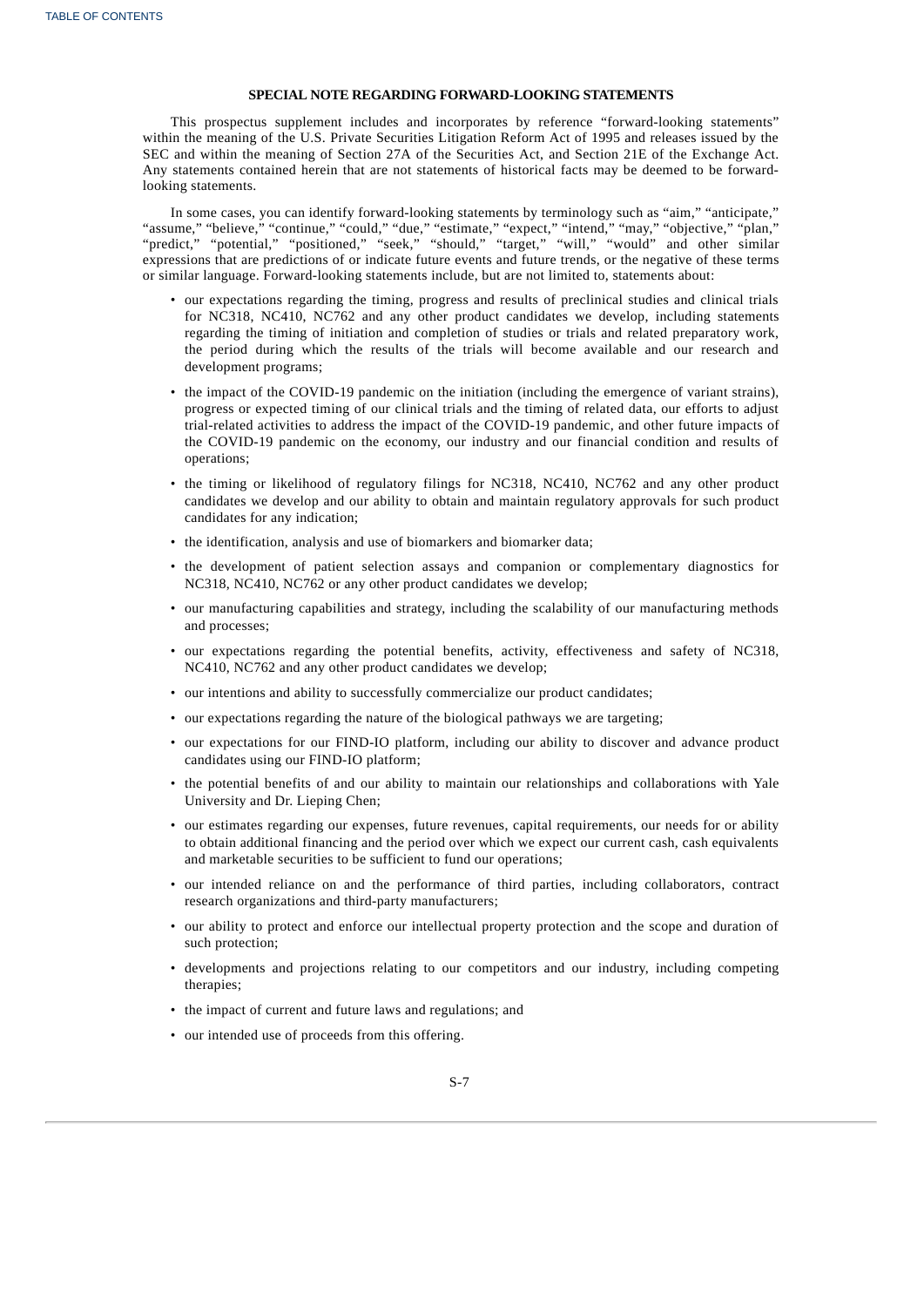## SPECIAL NOTE REGARDING FORWARD-LOOKING STATEMENTS

This prospectus supplement includes and incorporates by reference "forward-looking statements" within the meaning of the U.S. Private Securities Litigation Reform Act of 1995 and releases issued by the SEC and within the meaning of Section 27A of the Securities Act, and Section 21E of the Exchange Act. Any statements contained herein that are not statements of historical facts may be deemed to be forward-looking statements.

In some cases, you can identify forward-looking statements by terminology such as "aim," "anticipate," "assume," "believe," "continue," "could," "due," "estimate," "expect," "intend," "may," "objective," "plan," "predict," "potential," "positioned," "seek," "should," "target," "will," "would" and other similar expressions that are predictions of or indicate future events and future trends, or the negative of these terms or similar language. Forward-looking statements include, but are not limited to, statements about:

- our expectations regarding the timing, progress and results of preclinical studies and clinical trials for NC318, NC410, NC762 and any other product candidates we develop, including statements regarding the timing of initiation and completion of studies or trials and related preparatory work, the period during which the results of the trials will become available and our research and development programs;
- the impact of the COVID-19 pandemic on the initiation (including the emergence of variant strains), progress or expected timing of our clinical trials and the timing of related data, our efforts to adjust trial-related activities to address the impact of the COVID-19 pandemic, and other future impacts of the COVID-19 pandemic on the economy, our industry and our financial condition and results of operations;
- the timing or likelihood of regulatory filings for NC318, NC410, NC762 and any other product candidates we develop and our ability to obtain and maintain regulatory approvals for such product candidates for any indication;
- the identification, analysis and use of biomarkers and biomarker data;
- the development of patient selection assays and companion or complementary diagnostics for NC318, NC410, NC762 or any other product candidates we develop;
- our manufacturing capabilities and strategy, including the scalability of our manufacturing methods and processes;
- our expectations regarding the potential benefits, activity, effectiveness and safety of NC318, NC410, NC762 and any other product candidates we develop;
- our intentions and ability to successfully commercialize our product candidates;
- our expectations regarding the nature of the biological pathways we are targeting;
- our expectations for our FIND-IO platform, including our ability to discover and advance product candidates using our FIND-IO platform;
- the potential benefits of and our ability to maintain our relationships and collaborations with Yale University and Dr. Lieping Chen;
- our estimates regarding our expenses, future revenues, capital requirements, our needs for or ability to obtain additional financing and the period over which we expect our current cash, cash equivalents and marketable securities to be sufficient to fund our operations;
- our intended reliance on and the performance of third parties, including collaborators, contract research organizations and third-party manufacturers;
- our ability to protect and enforce our intellectual property protection and the scope and duration of such protection;
- developments and projections relating to our competitors and our industry, including competing therapies;
- the impact of current and future laws and regulations; and
- our intended use of proceeds from this offering.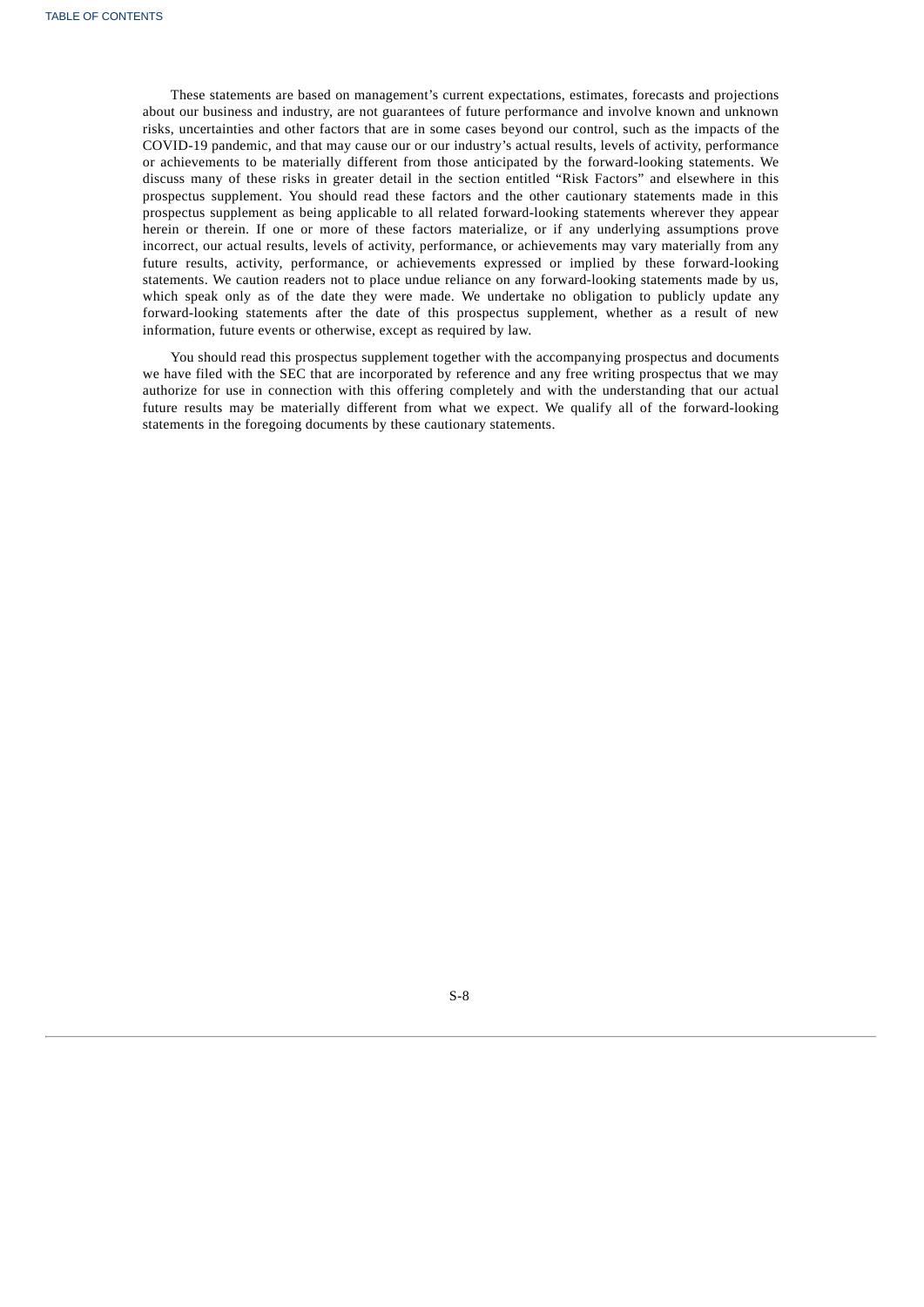These statements are based on management's current expectations, estimates, forecasts and projections about our business and industry, are not guarantees of future performance and involve known and unknown risks, uncertainties and other factors that are in some cases beyond our control, such as the impacts of the COVID-19 pandemic, and that may cause our or our industry's actual results, levels of activity, performance or achievements to be materially different from those anticipated by the forward-looking statements. We discuss many of these risks in greater detail in the section entitled "Risk Factors" and elsewhere in this prospectus supplement. You should read these factors and the other cautionary statements made in this prospectus supplement as being applicable to all related forward-looking statements wherever they appear herein or therein. If one or more of these factors materialize, or if any underlying assumptions prove incorrect, our actual results, levels of activity, performance, or achievements may vary materially from any future results, activity, performance, or achievements expressed or implied by these forward-looking statements. We caution readers not to place undue reliance on any forward-looking statements made by us, which speak only as of the date they were made. We undertake no obligation to publicly update any forward-looking statements after the date of this prospectus supplement, whether as a result of new information, future events or otherwise, except as required by law.

You should read this prospectus supplement together with the accompanying prospectus and documents we have filed with the SEC that are incorporated by reference and any free writing prospectus that we may authorize for use in connection with this offering completely and with the understanding that our actual future results may be materially different from what we expect. We qualify all of the forward-looking statements in the foregoing documents by these cautionary statements.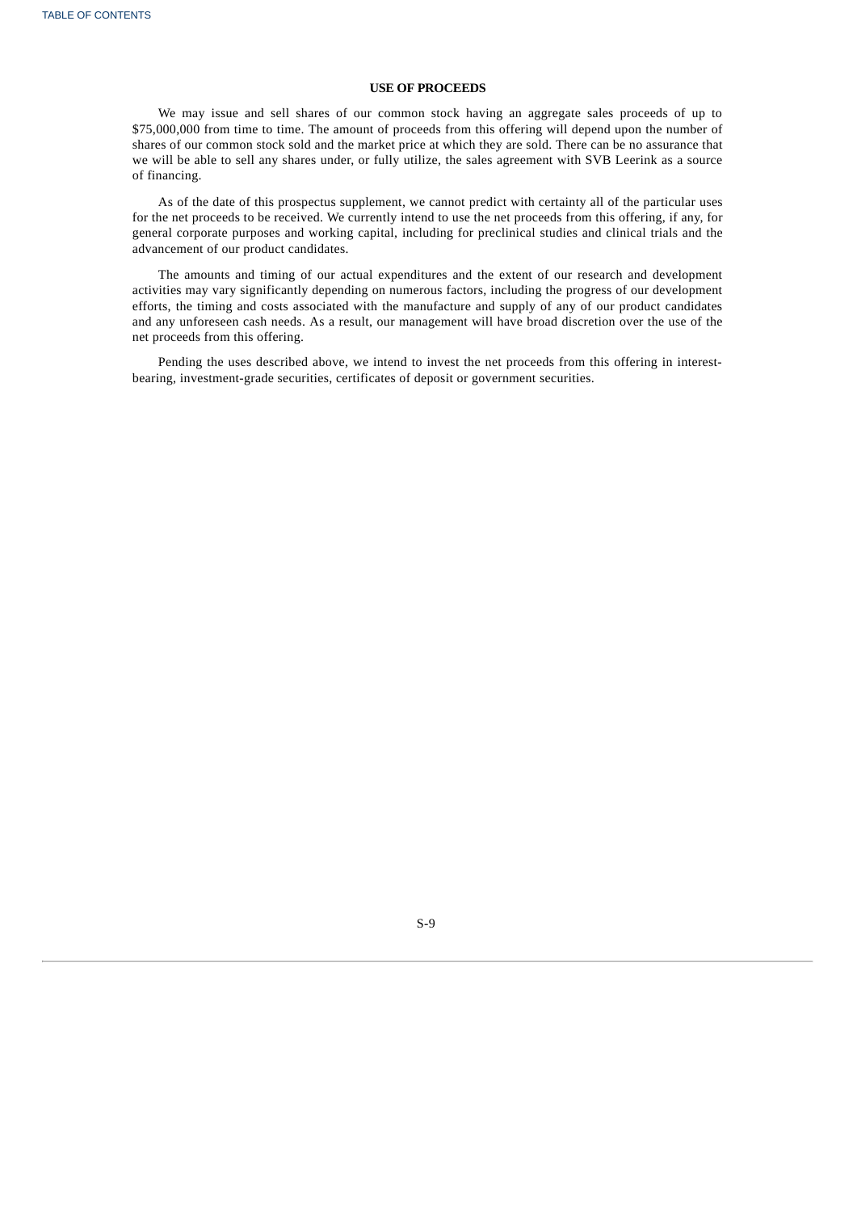## USE OF PROCEEDS

We may issue and sell shares of our common stock having an aggregate sales proceeds of up to $75,000,000 from time to time. The amount of proceeds from this offering will depend upon the number of shares of our common stock sold and the market price at which they are sold. There can be no assurance that we will be able to sell any shares under, or fully utilize, the sales agreement with SVB Leerink as a source of financing.

As of the date of this prospectus supplement, we cannot predict with certainty all of the particular uses for the net proceeds to be received. We currently intend to use the net proceeds from this offering, if any, for general corporate purposes and working capital, including for preclinical studies and clinical trials and the advancement of our product candidates.

The amounts and timing of our actual expenditures and the extent of our research and development activities may vary significantly depending on numerous factors, including the progress of our development efforts, the timing and costs associated with the manufacture and supply of any of our product candidates and any unforeseen cash needs. As a result, our management will have broad discretion over the use of the net proceeds from this offering.

Pending the uses described above, we intend to invest the net proceeds from this offering in interest-bearing, investment-grade securities, certificates of deposit or government securities.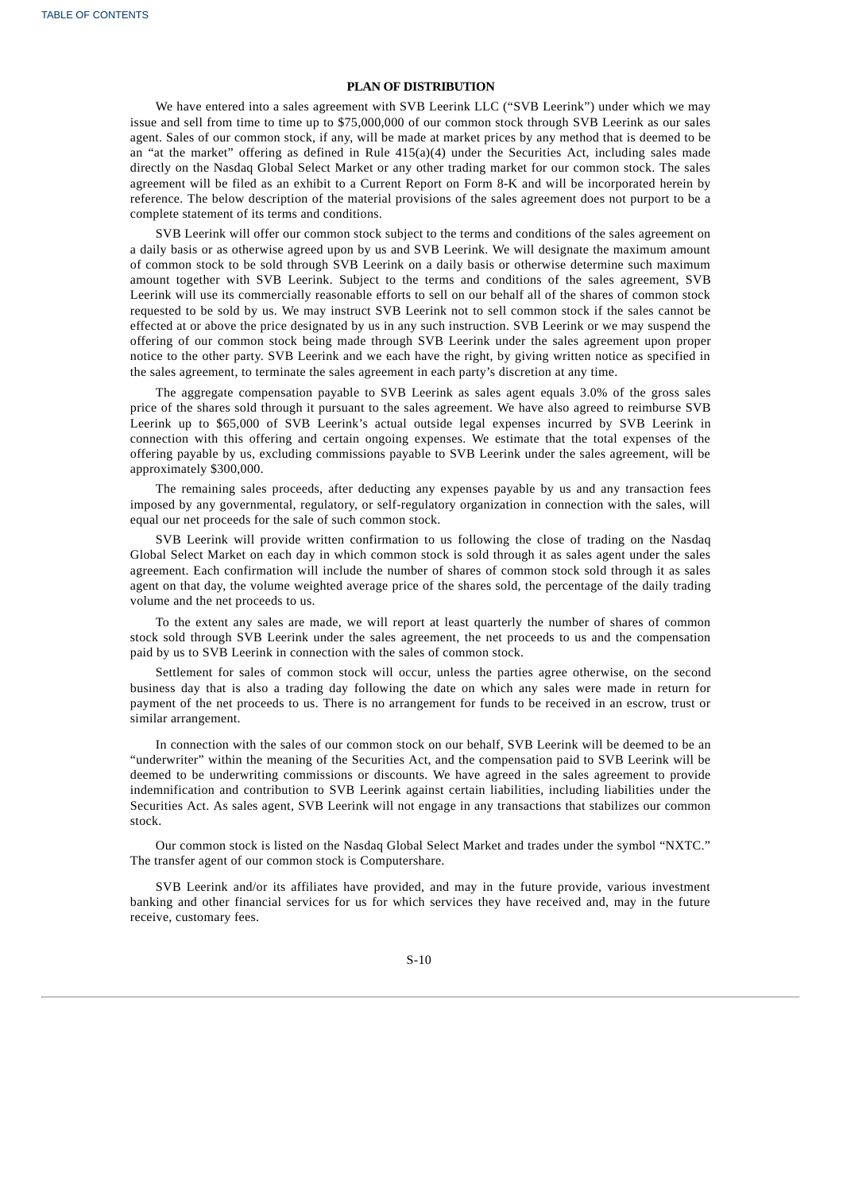## PLAN OF DISTRIBUTION

We have entered into a sales agreement with SVB Leerink LLC ("SVB Leerink") under which we may issue and sell from time to time up to $75,000,000 of our common stock through SVB Leerink as our sales agent. Sales of our common stock, if any, will be made at market prices by any method that is deemed to be an "at the market" offering as defined in Rule 415(a)(4) under the Securities Act, including sales made directly on the Nasdaq Global Select Market or any other trading market for our common stock. The sales agreement will be filed as an exhibit to a Current Report on Form 8-K and will be incorporated herein by reference. The below description of the material provisions of the sales agreement does not purport to be a complete statement of its terms and conditions.

SVB Leerink will offer our common stock subject to the terms and conditions of the sales agreement on a daily basis or as otherwise agreed upon by us and SVB Leerink. We will designate the maximum amount of common stock to be sold through SVB Leerink on a daily basis or otherwise determine such maximum amount together with SVB Leerink. Subject to the terms and conditions of the sales agreement, SVB Leerink will use its commercially reasonable efforts to sell on our behalf all of the shares of common stock requested to be sold by us. We may instruct SVB Leerink not to sell common stock if the sales cannot be effected at or above the price designated by us in any such instruction. SVB Leerink or we may suspend the offering of our common stock being made through SVB Leerink under the sales agreement upon proper notice to the other party. SVB Leerink and we each have the right, by giving written notice as specified in the sales agreement, to terminate the sales agreement in each party's discretion at any time.

The aggregate compensation payable to SVB Leerink as sales agent equals 3.0% of the gross sales price of the shares sold through it pursuant to the sales agreement. We have also agreed to reimburse SVB Leerink up to $65,000 of SVB Leerink's actual outside legal expenses incurred by SVB Leerink in connection with this offering and certain ongoing expenses. We estimate that the total expenses of the offering payable by us, excluding commissions payable to SVB Leerink under the sales agreement, will be approximately $300,000.

The remaining sales proceeds, after deducting any expenses payable by us and any transaction fees imposed by any governmental, regulatory, or self-regulatory organization in connection with the sales, will equal our net proceeds for the sale of such common stock.

SVB Leerink will provide written confirmation to us following the close of trading on the Nasdaq Global Select Market on each day in which common stock is sold through it as sales agent under the sales agreement. Each confirmation will include the number of shares of common stock sold through it as sales agent on that day, the volume weighted average price of the shares sold, the percentage of the daily trading volume and the net proceeds to us.

To the extent any sales are made, we will report at least quarterly the number of shares of common stock sold through SVB Leerink under the sales agreement, the net proceeds to us and the compensation paid by us to SVB Leerink in connection with the sales of common stock.

Settlement for sales of common stock will occur, unless the parties agree otherwise, on the second business day that is also a trading day following the date on which any sales were made in return for payment of the net proceeds to us. There is no arrangement for funds to be received in an escrow, trust or similar arrangement.

In connection with the sales of our common stock on our behalf, SVB Leerink will be deemed to be an "underwriter" within the meaning of the Securities Act, and the compensation paid to SVB Leerink will be deemed to be underwriting commissions or discounts. We have agreed in the sales agreement to provide indemnification and contribution to SVB Leerink against certain liabilities, including liabilities under the Securities Act. As sales agent, SVB Leerink will not engage in any transactions that stabilizes our common stock.

Our common stock is listed on the Nasdaq Global Select Market and trades under the symbol "NXTC." The transfer agent of our common stock is Computershare.

SVB Leerink and/or its affiliates have provided, and may in the future provide, various investment banking and other financial services for us for which services they have received and, may in the future receive, customary fees.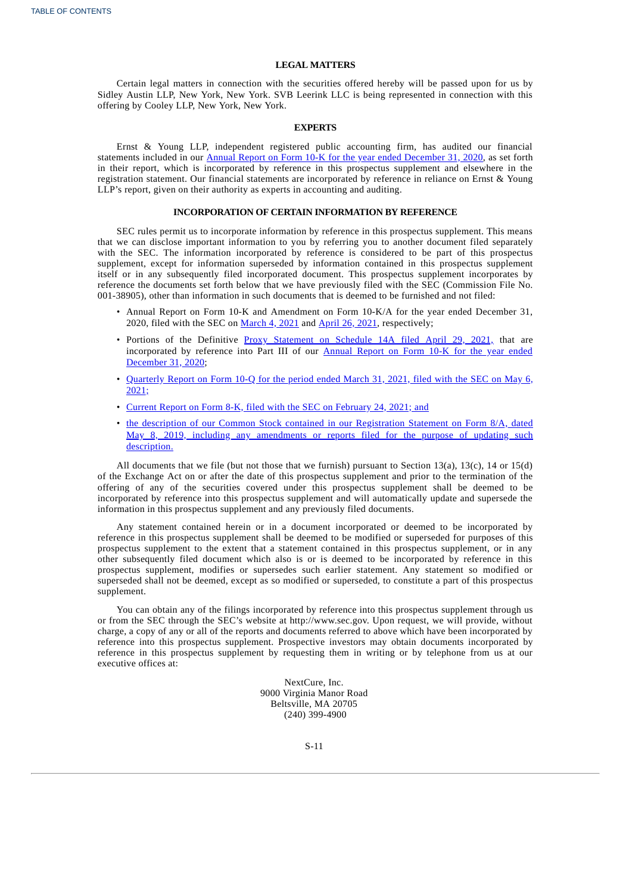## LEGAL MATTERS

Certain legal matters in connection with the securities offered hereby will be passed upon for us by Sidley Austin LLP, New York, New York. SVB Leerink LLC is being represented in connection with this offering by Cooley LLP, New York, New York.

## EXPERTS

Ernst & Young LLP, independent registered public accounting firm, has audited our financial statements included in our Annual Report on Form 10-K for the year ended December 31, 2020, as set forth in their report, which is incorporated by reference in this prospectus supplement and elsewhere in the registration statement. Our financial statements are incorporated by reference in reliance on Ernst & Young LLP's report, given on their authority as experts in accounting and auditing.

## INCORPORATION OF CERTAIN INFORMATION BY REFERENCE

SEC rules permit us to incorporate information by reference in this prospectus supplement. This means that we can disclose important information to you by referring you to another document filed separately with the SEC. The information incorporated by reference is considered to be part of this prospectus supplement, except for information superseded by information contained in this prospectus supplement itself or in any subsequently filed incorporated document. This prospectus supplement incorporates by reference the documents set forth below that we have previously filed with the SEC (Commission File No. 001-38905), other than information in such documents that is deemed to be furnished and not filed:

- Annual Report on Form 10-K and Amendment on Form 10-K/A for the year ended December 31, 2020, filed with the SEC on March 4, 2021 and April 26, 2021, respectively;
- Portions of the Definitive Proxy Statement on Schedule 14A filed April 29, 2021, that are incorporated by reference into Part III of our Annual Report on Form 10-K for the year ended December 31, 2020;
- Quarterly Report on Form 10-Q for the period ended March 31, 2021, filed with the SEC on May 6, 2021;
- Current Report on Form 8-K, filed with the SEC on February 24, 2021; and
- the description of our Common Stock contained in our Registration Statement on Form 8/A, dated May 8, 2019, including any amendments or reports filed for the purpose of updating such description.

All documents that we file (but not those that we furnish) pursuant to Section 13(a), 13(c), 14 or 15(d) of the Exchange Act on or after the date of this prospectus supplement and prior to the termination of the offering of any of the securities covered under this prospectus supplement shall be deemed to be incorporated by reference into this prospectus supplement and will automatically update and supersede the information in this prospectus supplement and any previously filed documents.

Any statement contained herein or in a document incorporated or deemed to be incorporated by reference in this prospectus supplement shall be deemed to be modified or superseded for purposes of this prospectus supplement to the extent that a statement contained in this prospectus supplement, or in any other subsequently filed document which also is or is deemed to be incorporated by reference in this prospectus supplement, modifies or supersedes such earlier statement. Any statement so modified or superseded shall not be deemed, except as so modified or superseded, to constitute a part of this prospectus supplement.

You can obtain any of the filings incorporated by reference into this prospectus supplement through us or from the SEC through the SEC's website at http://www.sec.gov. Upon request, we will provide, without charge, a copy of any or all of the reports and documents referred to above which have been incorporated by reference into this prospectus supplement. Prospective investors may obtain documents incorporated by reference in this prospectus supplement by requesting them in writing or by telephone from us at our executive offices at:

NextCure, Inc.
9000 Virginia Manor Road
Beltsville, MA 20705
(240) 399-4900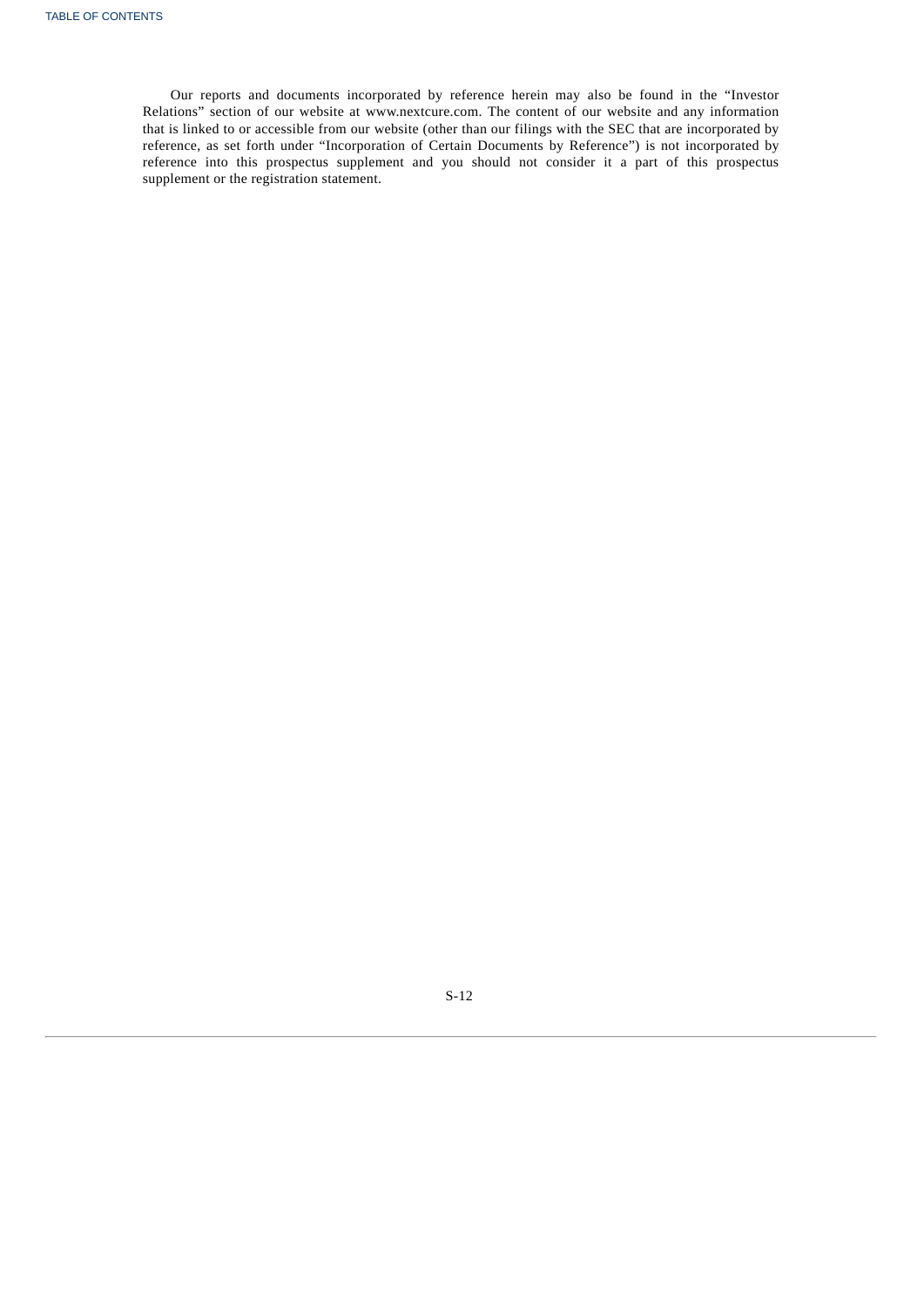Our reports and documents incorporated by reference herein may also be found in the "Investor Relations" section of our website at www.nextcure.com. The content of our website and any information that is linked to or accessible from our website (other than our filings with the SEC that are incorporated by reference, as set forth under "Incorporation of Certain Documents by Reference") is not incorporated by reference into this prospectus supplement and you should not consider it a part of this prospectus supplement or the registration statement.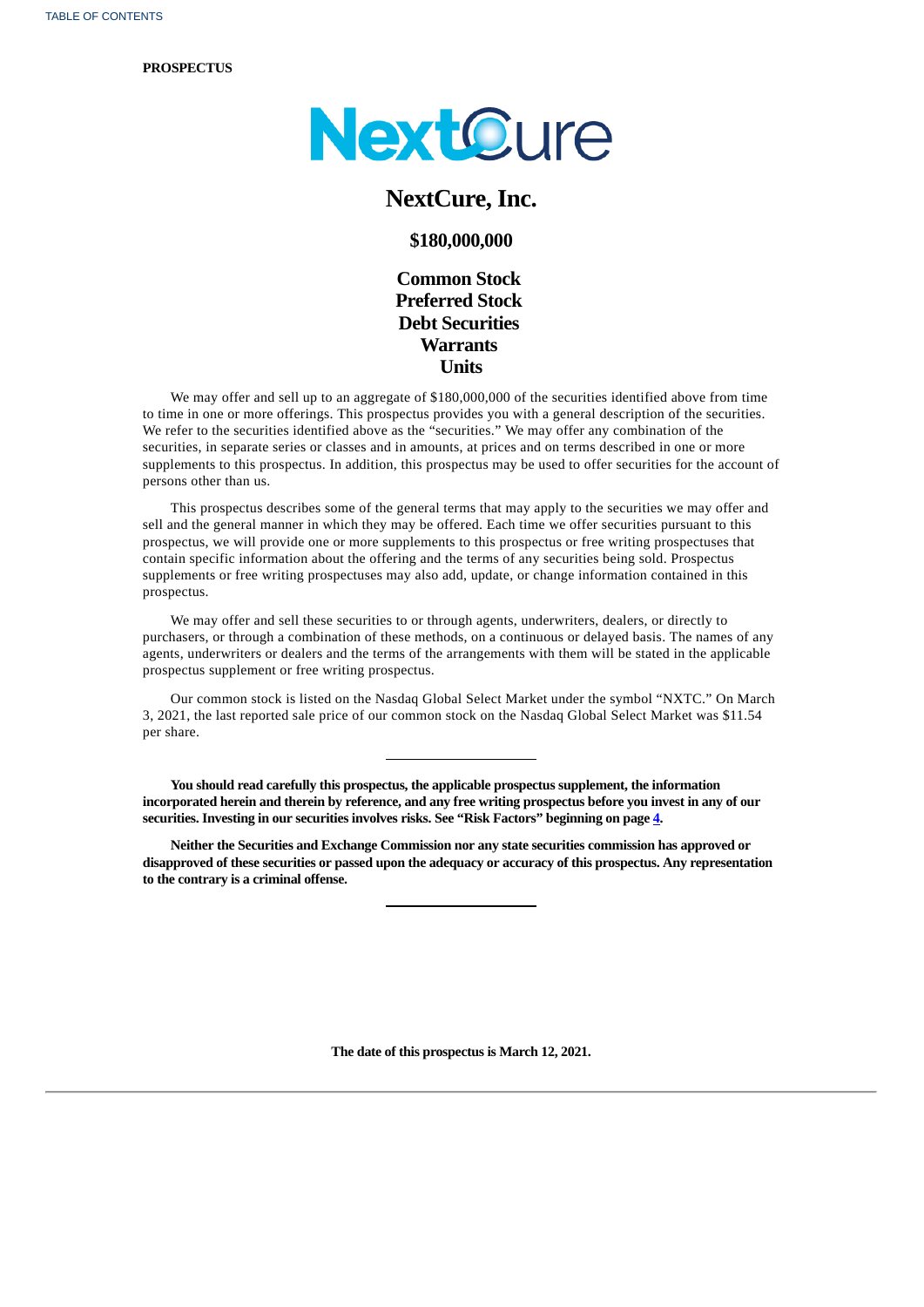**PROSPECTUS**

# NextCure, Inc.

## $180,000,000

### Common Stock
### Preferred Stock
### Debt Securities
### Warrants
### Units

We may offer and sell up to an aggregate of $180,000,000 of the securities identified above from time to time in one or more offerings. This prospectus provides you with a general description of the securities. We refer to the securities identified above as the "securities." We may offer any combination of the securities, in separate series or classes and in amounts, at prices and on terms described in one or more supplements to this prospectus. In addition, this prospectus may be used to offer securities for the account of persons other than us.

This prospectus describes some of the general terms that may apply to the securities we may offer and sell and the general manner in which they may be offered. Each time we offer securities pursuant to this prospectus, we will provide one or more supplements to this prospectus or free writing prospectuses that contain specific information about the offering and the terms of any securities being sold. Prospectus supplements or free writing prospectuses may also add, update, or change information contained in this prospectus.

We may offer and sell these securities to or through agents, underwriters, dealers, or directly to purchasers, or through a combination of these methods, on a continuous or delayed basis. The names of any agents, underwriters or dealers and the terms of the arrangements with them will be stated in the applicable prospectus supplement or free writing prospectus.

Our common stock is listed on the Nasdaq Global Select Market under the symbol "NXTC." On March 3, 2021, the last reported sale price of our common stock on the Nasdaq Global Select Market was $11.54 per share.

---

**You should read carefully this prospectus, the applicable prospectus supplement, the information incorporated herein and therein by reference, and any free writing prospectus before you invest in any of our securities. Investing in our securities involves risks. See "Risk Factors" beginning on page 4.**

**Neither the Securities and Exchange Commission nor any state securities commission has approved or disapproved of these securities or passed upon the adequacy or accuracy of this prospectus. Any representation to the contrary is a criminal offense.**

---

**The date of this prospectus is March 12, 2021.**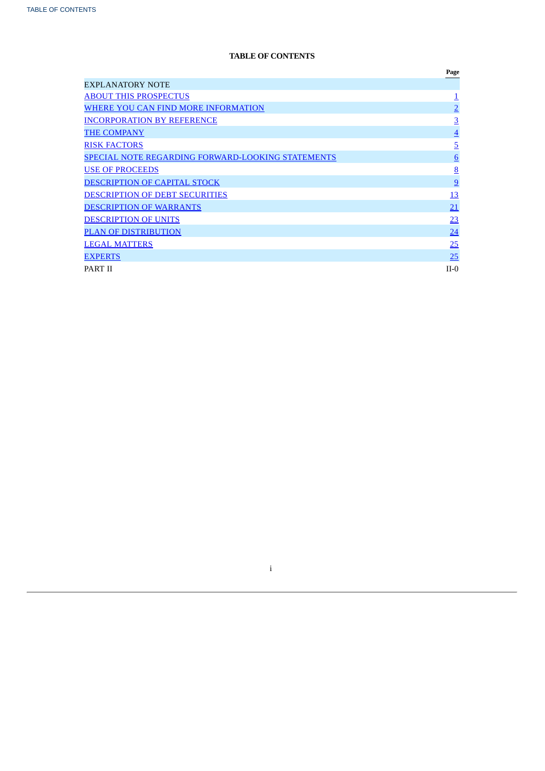**TABLE OF CONTENTS**

| | Page |
|---|---|
| EXPLANATORY NOTE | |
| ABOUT THIS PROSPECTUS | 1 |
| WHERE YOU CAN FIND MORE INFORMATION | 2 |
| INCORPORATION BY REFERENCE | 3 |
| THE COMPANY | 4 |
| RISK FACTORS | 5 |
| SPECIAL NOTE REGARDING FORWARD-LOOKING STATEMENTS | 6 |
| USE OF PROCEEDS | 8 |
| DESCRIPTION OF CAPITAL STOCK | 9 |
| DESCRIPTION OF DEBT SECURITIES | 13 |
| DESCRIPTION OF WARRANTS | 21 |
| DESCRIPTION OF UNITS | 23 |
| PLAN OF DISTRIBUTION | 24 |
| LEGAL MATTERS | 25 |
| EXPERTS | 25 |
| PART II | II-0 |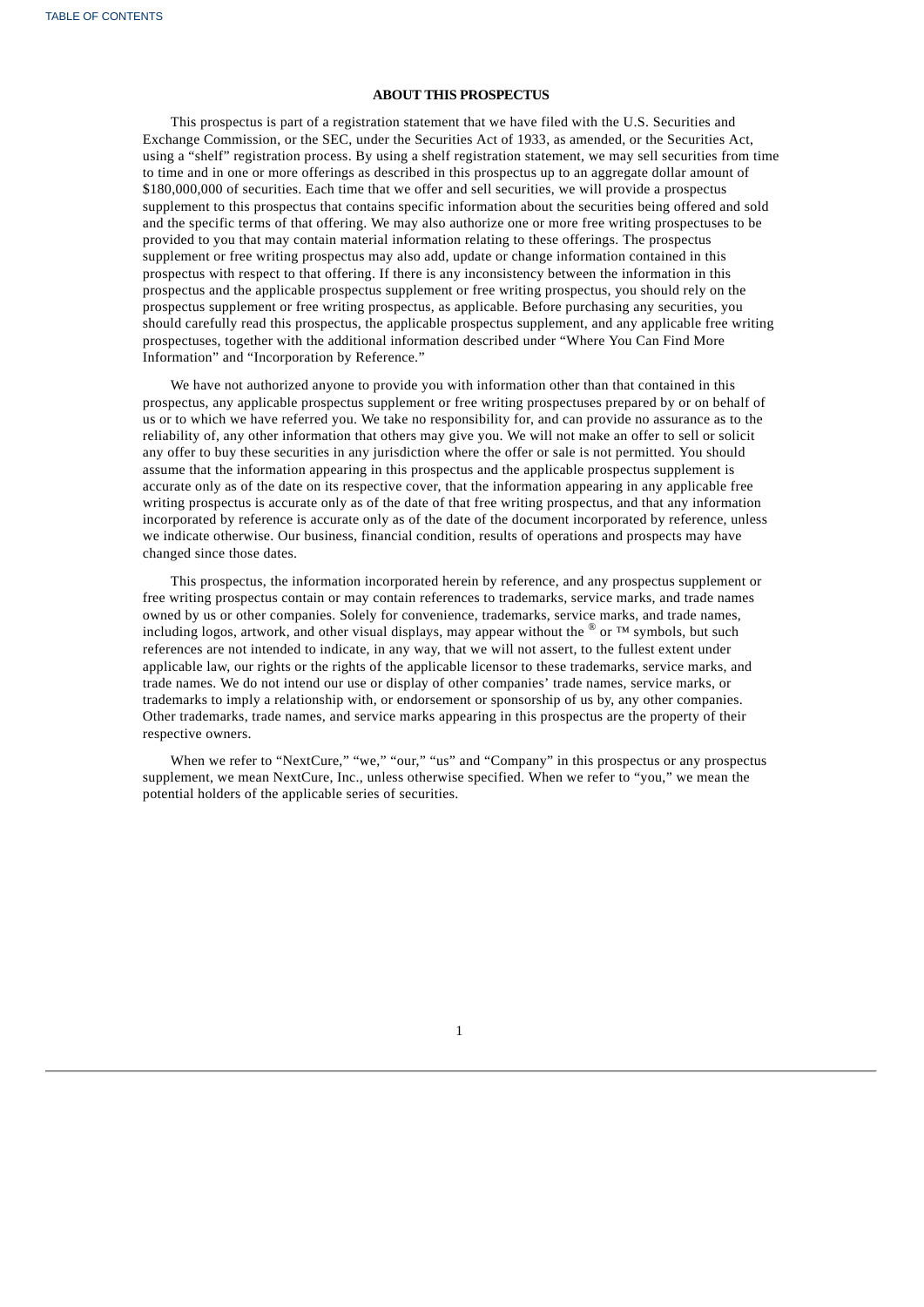## ABOUT THIS PROSPECTUS

This prospectus is part of a registration statement that we have filed with the U.S. Securities and Exchange Commission, or the SEC, under the Securities Act of 1933, as amended, or the Securities Act, using a "shelf" registration process. By using a shelf registration statement, we may sell securities from time to time and in one or more offerings as described in this prospectus up to an aggregate dollar amount of $180,000,000 of securities. Each time that we offer and sell securities, we will provide a prospectus supplement to this prospectus that contains specific information about the securities being offered and sold and the specific terms of that offering. We may also authorize one or more free writing prospectuses to be provided to you that may contain material information relating to these offerings. The prospectus supplement or free writing prospectus may also add, update or change information contained in this prospectus with respect to that offering. If there is any inconsistency between the information in this prospectus and the applicable prospectus supplement or free writing prospectus, you should rely on the prospectus supplement or free writing prospectus, as applicable. Before purchasing any securities, you should carefully read this prospectus, the applicable prospectus supplement, and any applicable free writing prospectuses, together with the additional information described under "Where You Can Find More Information" and "Incorporation by Reference."

We have not authorized anyone to provide you with information other than that contained in this prospectus, any applicable prospectus supplement or free writing prospectuses prepared by or on behalf of us or to which we have referred you. We take no responsibility for, and can provide no assurance as to the reliability of, any other information that others may give you. We will not make an offer to sell or solicit any offer to buy these securities in any jurisdiction where the offer or sale is not permitted. You should assume that the information appearing in this prospectus and the applicable prospectus supplement is accurate only as of the date on its respective cover, that the information appearing in any applicable free writing prospectus is accurate only as of the date of that free writing prospectus, and that any information incorporated by reference is accurate only as of the date of the document incorporated by reference, unless we indicate otherwise. Our business, financial condition, results of operations and prospects may have changed since those dates.

This prospectus, the information incorporated herein by reference, and any prospectus supplement or free writing prospectus contain or may contain references to trademarks, service marks, and trade names owned by us or other companies. Solely for convenience, trademarks, service marks, and trade names, including logos, artwork, and other visual displays, may appear without the ® or ™ symbols, but such references are not intended to indicate, in any way, that we will not assert, to the fullest extent under applicable law, our rights or the rights of the applicable licensor to these trademarks, service marks, and trade names. We do not intend our use or display of other companies' trade names, service marks, or trademarks to imply a relationship with, or endorsement or sponsorship of us by, any other companies. Other trademarks, trade names, and service marks appearing in this prospectus are the property of their respective owners.

When we refer to "NextCure," "we," "our," "us" and "Company" in this prospectus or any prospectus supplement, we mean NextCure, Inc., unless otherwise specified. When we refer to "you," we mean the potential holders of the applicable series of securities.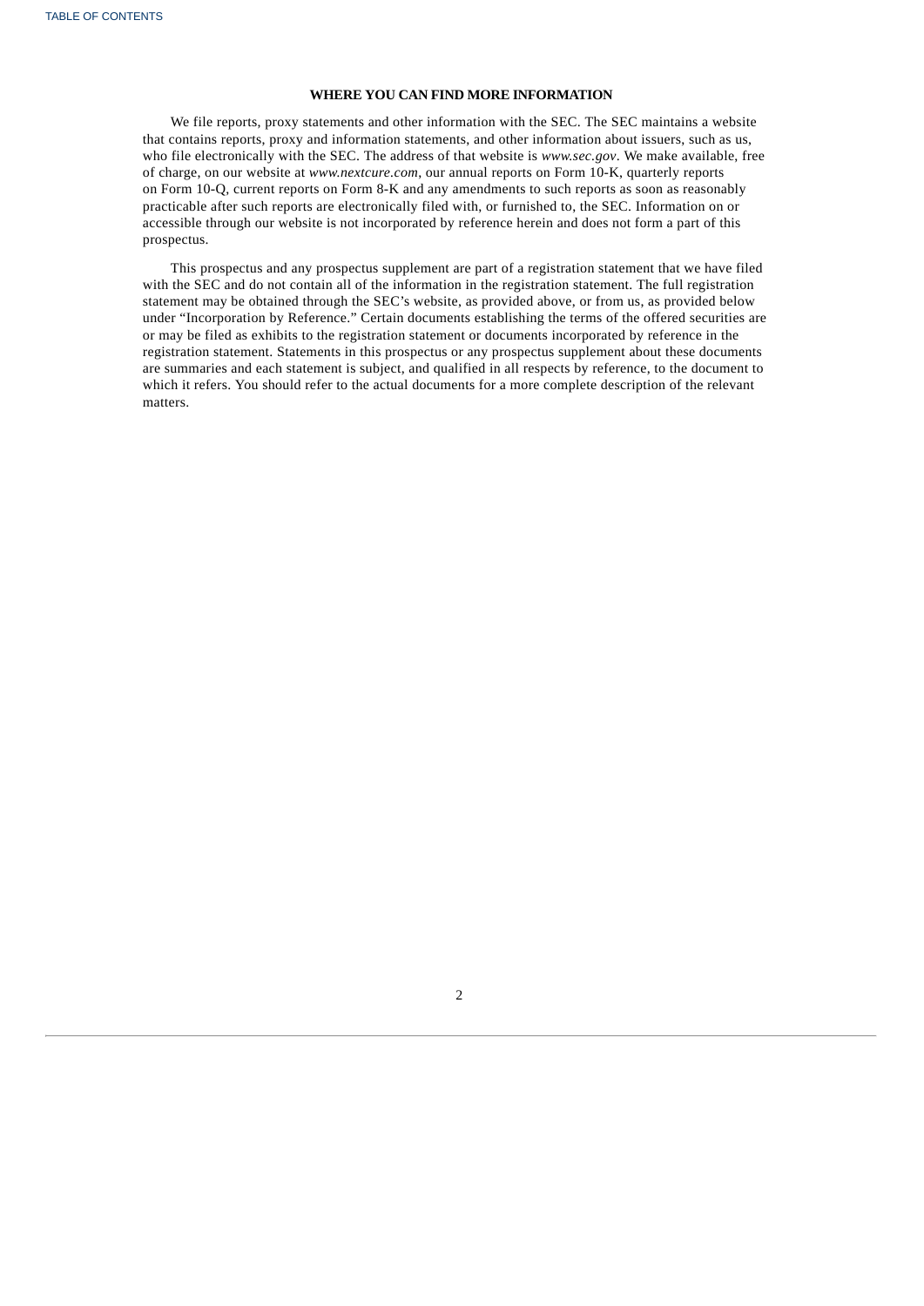## WHERE YOU CAN FIND MORE INFORMATION

We file reports, proxy statements and other information with the SEC. The SEC maintains a website that contains reports, proxy and information statements, and other information about issuers, such as us, who file electronically with the SEC. The address of that website is *www.sec.gov*. We make available, free of charge, on our website at *www.nextcure.com*, our annual reports on Form 10-K, quarterly reports on Form 10-Q, current reports on Form 8-K and any amendments to such reports as soon as reasonably practicable after such reports are electronically filed with, or furnished to, the SEC. Information on or accessible through our website is not incorporated by reference herein and does not form a part of this prospectus.

This prospectus and any prospectus supplement are part of a registration statement that we have filed with the SEC and do not contain all of the information in the registration statement. The full registration statement may be obtained through the SEC's website, as provided above, or from us, as provided below under "Incorporation by Reference." Certain documents establishing the terms of the offered securities are or may be filed as exhibits to the registration statement or documents incorporated by reference in the registration statement. Statements in this prospectus or any prospectus supplement about these documents are summaries and each statement is subject, and qualified in all respects by reference, to the document to which it refers. You should refer to the actual documents for a more complete description of the relevant matters.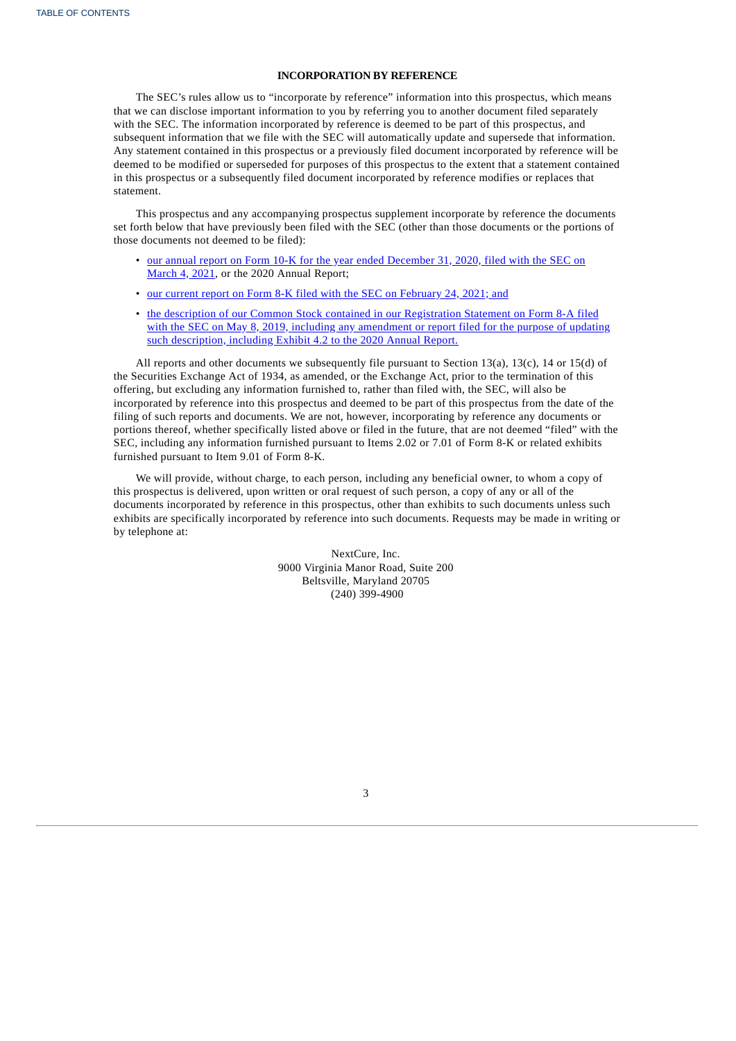## INCORPORATION BY REFERENCE

The SEC's rules allow us to "incorporate by reference" information into this prospectus, which means that we can disclose important information to you by referring you to another document filed separately with the SEC. The information incorporated by reference is deemed to be part of this prospectus, and subsequent information that we file with the SEC will automatically update and supersede that information. Any statement contained in this prospectus or a previously filed document incorporated by reference will be deemed to be modified or superseded for purposes of this prospectus to the extent that a statement contained in this prospectus or a subsequently filed document incorporated by reference modifies or replaces that statement.

This prospectus and any accompanying prospectus supplement incorporate by reference the documents set forth below that have previously been filed with the SEC (other than those documents or the portions of those documents not deemed to be filed):

- our annual report on Form 10-K for the year ended December 31, 2020, filed with the SEC on March 4, 2021, or the 2020 Annual Report;
- our current report on Form 8-K filed with the SEC on February 24, 2021; and
- the description of our Common Stock contained in our Registration Statement on Form 8-A filed with the SEC on May 8, 2019, including any amendment or report filed for the purpose of updating such description, including Exhibit 4.2 to the 2020 Annual Report.

All reports and other documents we subsequently file pursuant to Section 13(a), 13(c), 14 or 15(d) of the Securities Exchange Act of 1934, as amended, or the Exchange Act, prior to the termination of this offering, but excluding any information furnished to, rather than filed with, the SEC, will also be incorporated by reference into this prospectus and deemed to be part of this prospectus from the date of the filing of such reports and documents. We are not, however, incorporating by reference any documents or portions thereof, whether specifically listed above or filed in the future, that are not deemed "filed" with the SEC, including any information furnished pursuant to Items 2.02 or 7.01 of Form 8-K or related exhibits furnished pursuant to Item 9.01 of Form 8-K.

We will provide, without charge, to each person, including any beneficial owner, to whom a copy of this prospectus is delivered, upon written or oral request of such person, a copy of any or all of the documents incorporated by reference in this prospectus, other than exhibits to such documents unless such exhibits are specifically incorporated by reference into such documents. Requests may be made in writing or by telephone at:

NextCure, Inc.
9000 Virginia Manor Road, Suite 200
Beltsville, Maryland 20705
(240) 399-4900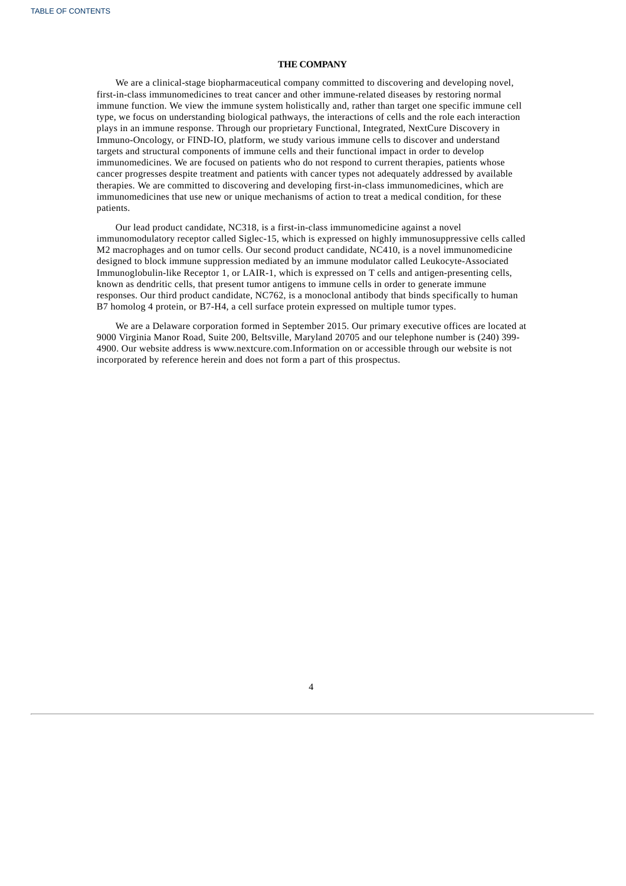## THE COMPANY

We are a clinical-stage biopharmaceutical company committed to discovering and developing novel, first-in-class immunomedicines to treat cancer and other immune-related diseases by restoring normal immune function. We view the immune system holistically and, rather than target one specific immune cell type, we focus on understanding biological pathways, the interactions of cells and the role each interaction plays in an immune response. Through our proprietary Functional, Integrated, NextCure Discovery in Immuno-Oncology, or FIND-IO, platform, we study various immune cells to discover and understand targets and structural components of immune cells and their functional impact in order to develop immunomedicines. We are focused on patients who do not respond to current therapies, patients whose cancer progresses despite treatment and patients with cancer types not adequately addressed by available therapies. We are committed to discovering and developing first-in-class immunomedicines, which are immunomedicines that use new or unique mechanisms of action to treat a medical condition, for these patients.

Our lead product candidate, NC318, is a first-in-class immunomedicine against a novel immunomodulatory receptor called Siglec-15, which is expressed on highly immunosuppressive cells called M2 macrophages and on tumor cells. Our second product candidate, NC410, is a novel immunomedicine designed to block immune suppression mediated by an immune modulator called Leukocyte-Associated Immunoglobulin-like Receptor 1, or LAIR-1, which is expressed on T cells and antigen-presenting cells, known as dendritic cells, that present tumor antigens to immune cells in order to generate immune responses. Our third product candidate, NC762, is a monoclonal antibody that binds specifically to human B7 homolog 4 protein, or B7-H4, a cell surface protein expressed on multiple tumor types.

We are a Delaware corporation formed in September 2015. Our primary executive offices are located at 9000 Virginia Manor Road, Suite 200, Beltsville, Maryland 20705 and our telephone number is (240) 399-4900. Our website address is www.nextcure.com.Information on or accessible through our website is not incorporated by reference herein and does not form a part of this prospectus.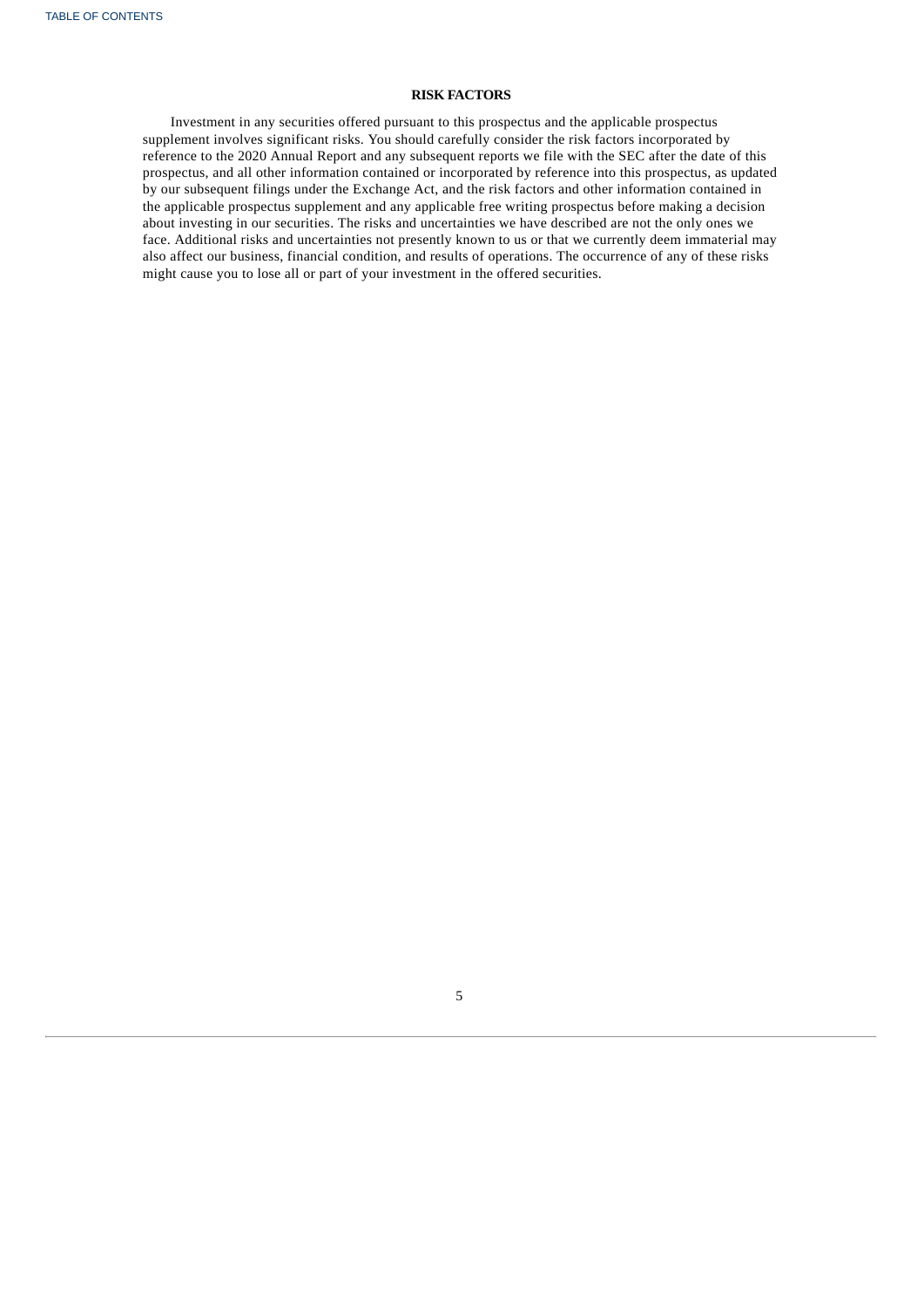# RISK FACTORS

Investment in any securities offered pursuant to this prospectus and the applicable prospectus supplement involves significant risks. You should carefully consider the risk factors incorporated by reference to the 2020 Annual Report and any subsequent reports we file with the SEC after the date of this prospectus, and all other information contained or incorporated by reference into this prospectus, as updated by our subsequent filings under the Exchange Act, and the risk factors and other information contained in the applicable prospectus supplement and any applicable free writing prospectus before making a decision about investing in our securities. The risks and uncertainties we have described are not the only ones we face. Additional risks and uncertainties not presently known to us or that we currently deem immaterial may also affect our business, financial condition, and results of operations. The occurrence of any of these risks might cause you to lose all or part of your investment in the offered securities.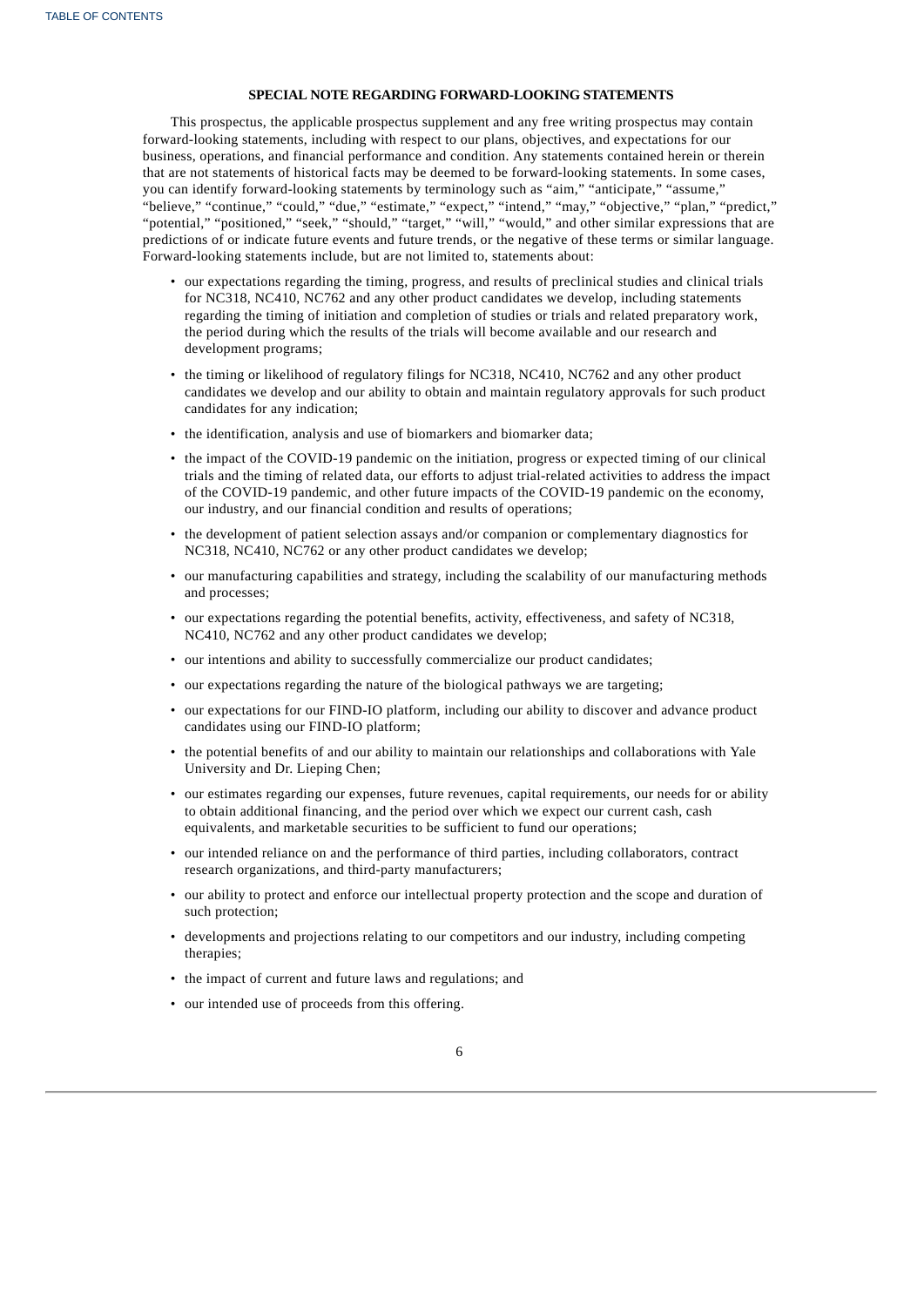## SPECIAL NOTE REGARDING FORWARD-LOOKING STATEMENTS

This prospectus, the applicable prospectus supplement and any free writing prospectus may contain forward-looking statements, including with respect to our plans, objectives, and expectations for our business, operations, and financial performance and condition. Any statements contained herein or therein that are not statements of historical facts may be deemed to be forward-looking statements. In some cases, you can identify forward-looking statements by terminology such as "aim," "anticipate," "assume," "believe," "continue," "could," "due," "estimate," "expect," "intend," "may," "objective," "plan," "predict," "potential," "positioned," "seek," "should," "target," "will," "would," and other similar expressions that are predictions of or indicate future events and future trends, or the negative of these terms or similar language. Forward-looking statements include, but are not limited to, statements about:

- our expectations regarding the timing, progress, and results of preclinical studies and clinical trials for NC318, NC410, NC762 and any other product candidates we develop, including statements regarding the timing of initiation and completion of studies or trials and related preparatory work, the period during which the results of the trials will become available and our research and development programs;
- the timing or likelihood of regulatory filings for NC318, NC410, NC762 and any other product candidates we develop and our ability to obtain and maintain regulatory approvals for such product candidates for any indication;
- the identification, analysis and use of biomarkers and biomarker data;
- the impact of the COVID-19 pandemic on the initiation, progress or expected timing of our clinical trials and the timing of related data, our efforts to adjust trial-related activities to address the impact of the COVID-19 pandemic, and other future impacts of the COVID-19 pandemic on the economy, our industry, and our financial condition and results of operations;
- the development of patient selection assays and/or companion or complementary diagnostics for NC318, NC410, NC762 or any other product candidates we develop;
- our manufacturing capabilities and strategy, including the scalability of our manufacturing methods and processes;
- our expectations regarding the potential benefits, activity, effectiveness, and safety of NC318, NC410, NC762 and any other product candidates we develop;
- our intentions and ability to successfully commercialize our product candidates;
- our expectations regarding the nature of the biological pathways we are targeting;
- our expectations for our FIND-IO platform, including our ability to discover and advance product candidates using our FIND-IO platform;
- the potential benefits of and our ability to maintain our relationships and collaborations with Yale University and Dr. Lieping Chen;
- our estimates regarding our expenses, future revenues, capital requirements, our needs for or ability to obtain additional financing, and the period over which we expect our current cash, cash equivalents, and marketable securities to be sufficient to fund our operations;
- our intended reliance on and the performance of third parties, including collaborators, contract research organizations, and third-party manufacturers;
- our ability to protect and enforce our intellectual property protection and the scope and duration of such protection;
- developments and projections relating to our competitors and our industry, including competing therapies;
- the impact of current and future laws and regulations; and
- our intended use of proceeds from this offering.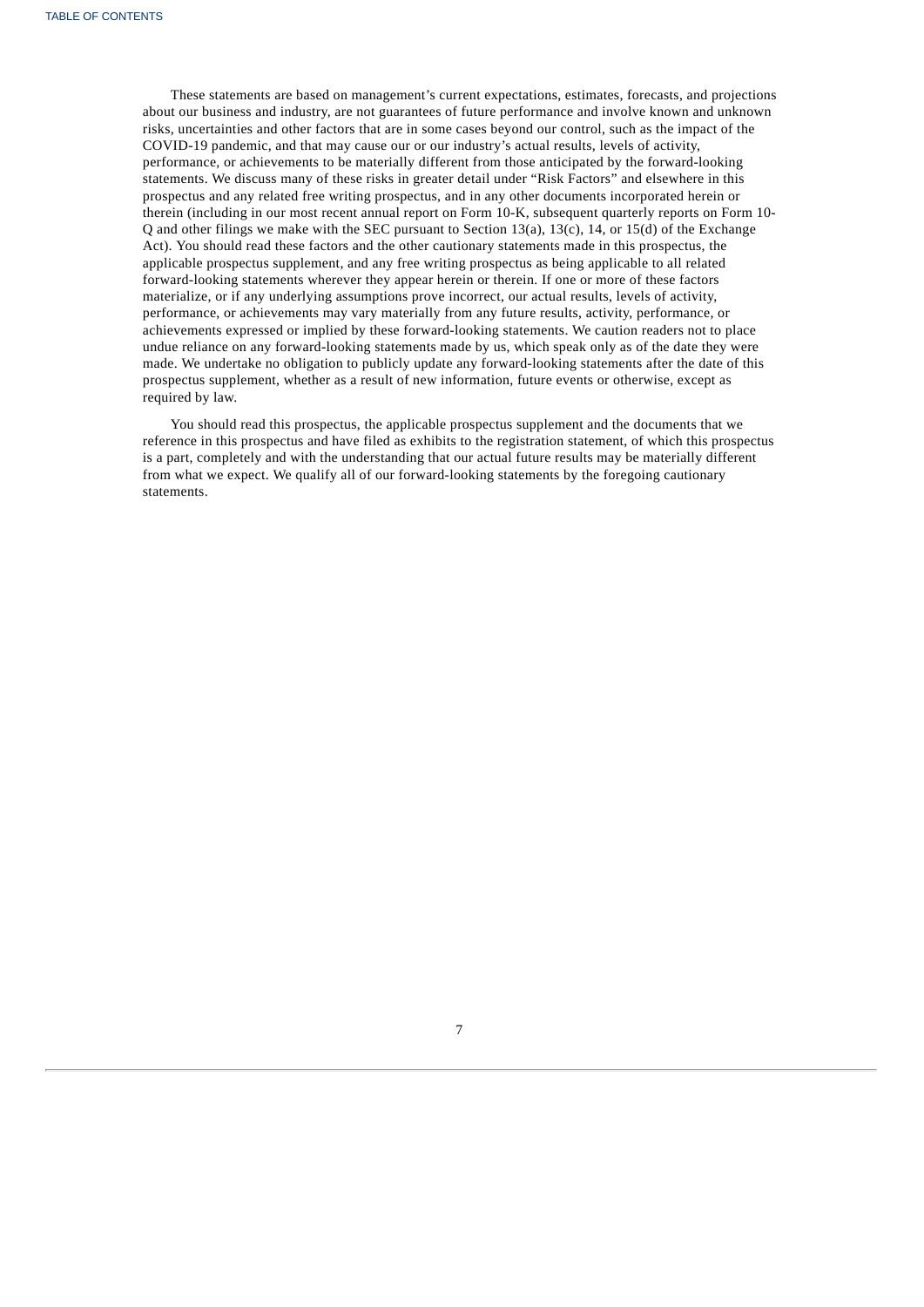These statements are based on management's current expectations, estimates, forecasts, and projections about our business and industry, are not guarantees of future performance and involve known and unknown risks, uncertainties and other factors that are in some cases beyond our control, such as the impact of the COVID-19 pandemic, and that may cause our or our industry's actual results, levels of activity, performance, or achievements to be materially different from those anticipated by the forward-looking statements. We discuss many of these risks in greater detail under "Risk Factors" and elsewhere in this prospectus and any related free writing prospectus, and in any other documents incorporated herein or therein (including in our most recent annual report on Form 10-K, subsequent quarterly reports on Form 10-Q and other filings we make with the SEC pursuant to Section 13(a), 13(c), 14, or 15(d) of the Exchange Act). You should read these factors and the other cautionary statements made in this prospectus, the applicable prospectus supplement, and any free writing prospectus as being applicable to all related forward-looking statements wherever they appear herein or therein. If one or more of these factors materialize, or if any underlying assumptions prove incorrect, our actual results, levels of activity, performance, or achievements may vary materially from any future results, activity, performance, or achievements expressed or implied by these forward-looking statements. We caution readers not to place undue reliance on any forward-looking statements made by us, which speak only as of the date they were made. We undertake no obligation to publicly update any forward-looking statements after the date of this prospectus supplement, whether as a result of new information, future events or otherwise, except as required by law.

You should read this prospectus, the applicable prospectus supplement and the documents that we reference in this prospectus and have filed as exhibits to the registration statement, of which this prospectus is a part, completely and with the understanding that our actual future results may be materially different from what we expect. We qualify all of our forward-looking statements by the foregoing cautionary statements.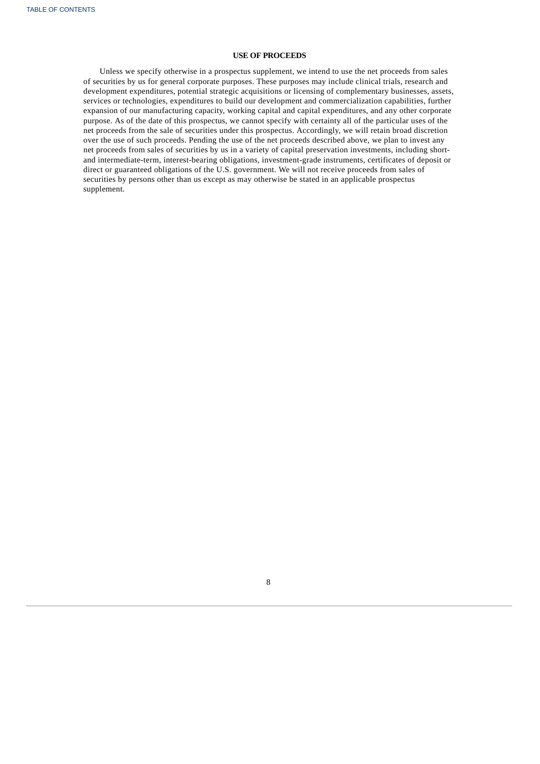## USE OF PROCEEDS

Unless we specify otherwise in a prospectus supplement, we intend to use the net proceeds from sales of securities by us for general corporate purposes. These purposes may include clinical trials, research and development expenditures, potential strategic acquisitions or licensing of complementary businesses, assets, services or technologies, expenditures to build our development and commercialization capabilities, further expansion of our manufacturing capacity, working capital and capital expenditures, and any other corporate purpose. As of the date of this prospectus, we cannot specify with certainty all of the particular uses of the net proceeds from the sale of securities under this prospectus. Accordingly, we will retain broad discretion over the use of such proceeds. Pending the use of the net proceeds described above, we plan to invest any net proceeds from sales of securities by us in a variety of capital preservation investments, including short- and intermediate-term, interest-bearing obligations, investment-grade instruments, certificates of deposit or direct or guaranteed obligations of the U.S. government. We will not receive proceeds from sales of securities by persons other than us except as may otherwise be stated in an applicable prospectus supplement.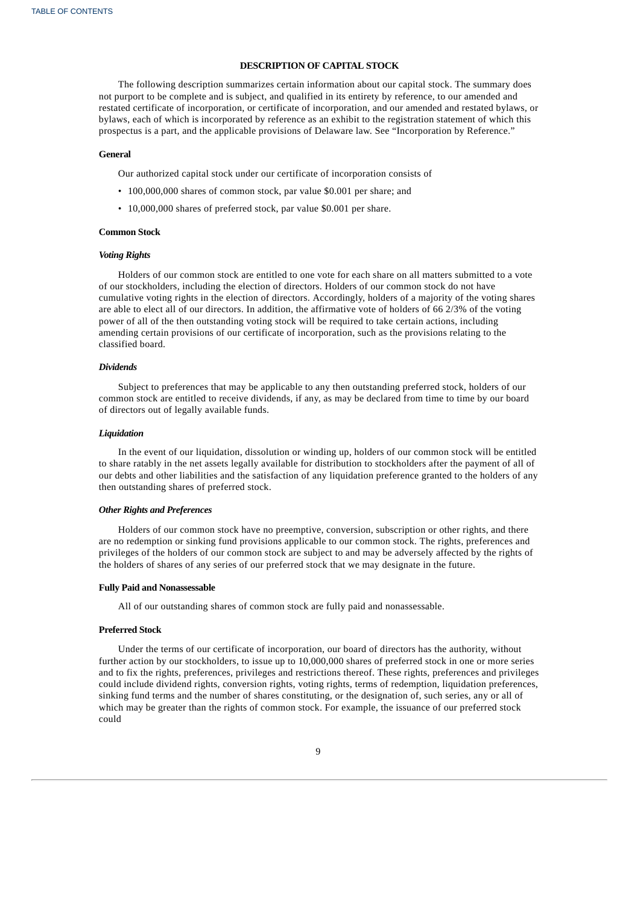## DESCRIPTION OF CAPITAL STOCK

The following description summarizes certain information about our capital stock. The summary does not purport to be complete and is subject, and qualified in its entirety by reference, to our amended and restated certificate of incorporation, or certificate of incorporation, and our amended and restated bylaws, or bylaws, each of which is incorporated by reference as an exhibit to the registration statement of which this prospectus is a part, and the applicable provisions of Delaware law. See "Incorporation by Reference."

### General

Our authorized capital stock under our certificate of incorporation consists of

- 100,000,000 shares of common stock, par value $0.001 per share; and
- 10,000,000 shares of preferred stock, par value $0.001 per share.

### Common Stock

#### *Voting Rights*

Holders of our common stock are entitled to one vote for each share on all matters submitted to a vote of our stockholders, including the election of directors. Holders of our common stock do not have cumulative voting rights in the election of directors. Accordingly, holders of a majority of the voting shares are able to elect all of our directors. In addition, the affirmative vote of holders of 66 2/3% of the voting power of all of the then outstanding voting stock will be required to take certain actions, including amending certain provisions of our certificate of incorporation, such as the provisions relating to the classified board.

#### *Dividends*

Subject to preferences that may be applicable to any then outstanding preferred stock, holders of our common stock are entitled to receive dividends, if any, as may be declared from time to time by our board of directors out of legally available funds.

#### *Liquidation*

In the event of our liquidation, dissolution or winding up, holders of our common stock will be entitled to share ratably in the net assets legally available for distribution to stockholders after the payment of all of our debts and other liabilities and the satisfaction of any liquidation preference granted to the holders of any then outstanding shares of preferred stock.

#### *Other Rights and Preferences*

Holders of our common stock have no preemptive, conversion, subscription or other rights, and there are no redemption or sinking fund provisions applicable to our common stock. The rights, preferences and privileges of the holders of our common stock are subject to and may be adversely affected by the rights of the holders of shares of any series of our preferred stock that we may designate in the future.

### Fully Paid and Nonassessable

All of our outstanding shares of common stock are fully paid and nonassessable.

### Preferred Stock

Under the terms of our certificate of incorporation, our board of directors has the authority, without further action by our stockholders, to issue up to 10,000,000 shares of preferred stock in one or more series and to fix the rights, preferences, privileges and restrictions thereof. These rights, preferences and privileges could include dividend rights, conversion rights, voting rights, terms of redemption, liquidation preferences, sinking fund terms and the number of shares constituting, or the designation of, such series, any or all of which may be greater than the rights of common stock. For example, the issuance of our preferred stock could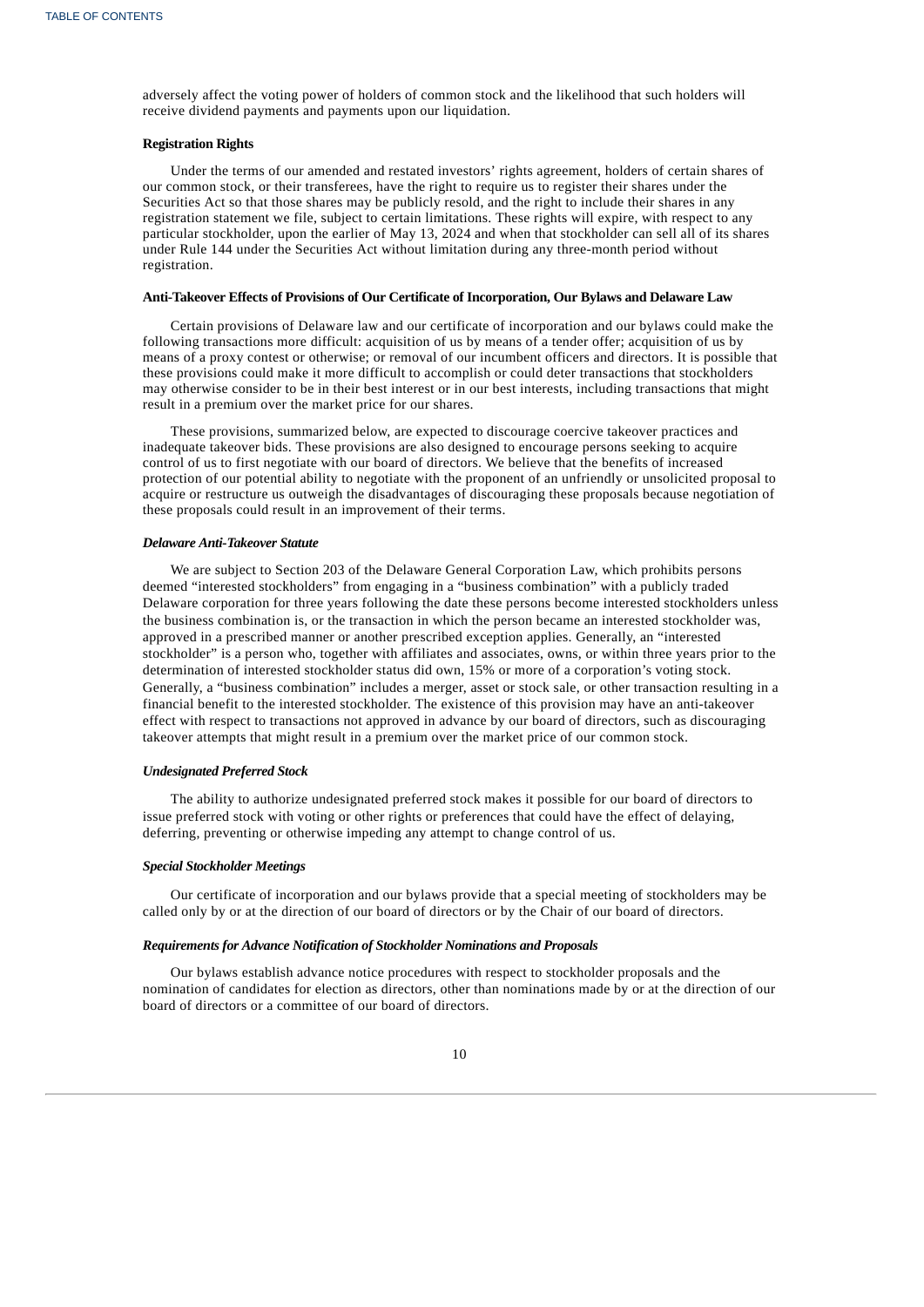adversely affect the voting power of holders of common stock and the likelihood that such holders will receive dividend payments and payments upon our liquidation.

**Registration Rights**

Under the terms of our amended and restated investors' rights agreement, holders of certain shares of our common stock, or their transferees, have the right to require us to register their shares under the Securities Act so that those shares may be publicly resold, and the right to include their shares in any registration statement we file, subject to certain limitations. These rights will expire, with respect to any particular stockholder, upon the earlier of May 13, 2024 and when that stockholder can sell all of its shares under Rule 144 under the Securities Act without limitation during any three-month period without registration.

**Anti-Takeover Effects of Provisions of Our Certificate of Incorporation, Our Bylaws and Delaware Law**

Certain provisions of Delaware law and our certificate of incorporation and our bylaws could make the following transactions more difficult: acquisition of us by means of a tender offer; acquisition of us by means of a proxy contest or otherwise; or removal of our incumbent officers and directors. It is possible that these provisions could make it more difficult to accomplish or could deter transactions that stockholders may otherwise consider to be in their best interest or in our best interests, including transactions that might result in a premium over the market price for our shares.

These provisions, summarized below, are expected to discourage coercive takeover practices and inadequate takeover bids. These provisions are also designed to encourage persons seeking to acquire control of us to first negotiate with our board of directors. We believe that the benefits of increased protection of our potential ability to negotiate with the proponent of an unfriendly or unsolicited proposal to acquire or restructure us outweigh the disadvantages of discouraging these proposals because negotiation of these proposals could result in an improvement of their terms.

***Delaware Anti-Takeover Statute***

We are subject to Section 203 of the Delaware General Corporation Law, which prohibits persons deemed "interested stockholders" from engaging in a "business combination" with a publicly traded Delaware corporation for three years following the date these persons become interested stockholders unless the business combination is, or the transaction in which the person became an interested stockholder was, approved in a prescribed manner or another prescribed exception applies. Generally, an "interested stockholder" is a person who, together with affiliates and associates, owns, or within three years prior to the determination of interested stockholder status did own, 15% or more of a corporation's voting stock. Generally, a "business combination" includes a merger, asset or stock sale, or other transaction resulting in a financial benefit to the interested stockholder. The existence of this provision may have an anti-takeover effect with respect to transactions not approved in advance by our board of directors, such as discouraging takeover attempts that might result in a premium over the market price of our common stock.

***Undesignated Preferred Stock***

The ability to authorize undesignated preferred stock makes it possible for our board of directors to issue preferred stock with voting or other rights or preferences that could have the effect of delaying, deferring, preventing or otherwise impeding any attempt to change control of us.

***Special Stockholder Meetings***

Our certificate of incorporation and our bylaws provide that a special meeting of stockholders may be called only by or at the direction of our board of directors or by the Chair of our board of directors.

***Requirements for Advance Notification of Stockholder Nominations and Proposals***

Our bylaws establish advance notice procedures with respect to stockholder proposals and the nomination of candidates for election as directors, other than nominations made by or at the direction of our board of directors or a committee of our board of directors.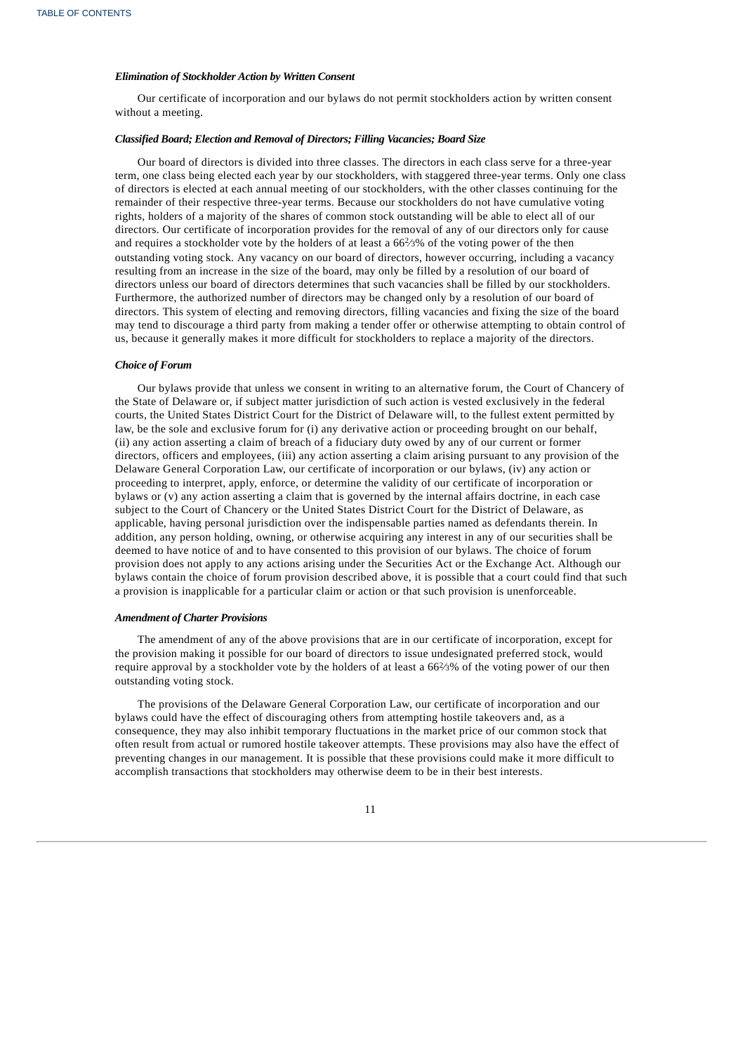*Elimination of Stockholder Action by Written Consent*

Our certificate of incorporation and our bylaws do not permit stockholders action by written consent without a meeting.

*Classified Board; Election and Removal of Directors; Filling Vacancies; Board Size*

Our board of directors is divided into three classes. The directors in each class serve for a three-year term, one class being elected each year by our stockholders, with staggered three-year terms. Only one class of directors is elected at each annual meeting of our stockholders, with the other classes continuing for the remainder of their respective three-year terms. Because our stockholders do not have cumulative voting rights, holders of a majority of the shares of common stock outstanding will be able to elect all of our directors. Our certificate of incorporation provides for the removal of any of our directors only for cause and requires a stockholder vote by the holders of at least a 66⅔% of the voting power of the then outstanding voting stock. Any vacancy on our board of directors, however occurring, including a vacancy resulting from an increase in the size of the board, may only be filled by a resolution of our board of directors unless our board of directors determines that such vacancies shall be filled by our stockholders. Furthermore, the authorized number of directors may be changed only by a resolution of our board of directors. This system of electing and removing directors, filling vacancies and fixing the size of the board may tend to discourage a third party from making a tender offer or otherwise attempting to obtain control of us, because it generally makes it more difficult for stockholders to replace a majority of the directors.

*Choice of Forum*

Our bylaws provide that unless we consent in writing to an alternative forum, the Court of Chancery of the State of Delaware or, if subject matter jurisdiction of such action is vested exclusively in the federal courts, the United States District Court for the District of Delaware will, to the fullest extent permitted by law, be the sole and exclusive forum for (i) any derivative action or proceeding brought on our behalf, (ii) any action asserting a claim of breach of a fiduciary duty owed by any of our current or former directors, officers and employees, (iii) any action asserting a claim arising pursuant to any provision of the Delaware General Corporation Law, our certificate of incorporation or our bylaws, (iv) any action or proceeding to interpret, apply, enforce, or determine the validity of our certificate of incorporation or bylaws or (v) any action asserting a claim that is governed by the internal affairs doctrine, in each case subject to the Court of Chancery or the United States District Court for the District of Delaware, as applicable, having personal jurisdiction over the indispensable parties named as defendants therein. In addition, any person holding, owning, or otherwise acquiring any interest in any of our securities shall be deemed to have notice of and to have consented to this provision of our bylaws. The choice of forum provision does not apply to any actions arising under the Securities Act or the Exchange Act. Although our bylaws contain the choice of forum provision described above, it is possible that a court could find that such a provision is inapplicable for a particular claim or action or that such provision is unenforceable.

*Amendment of Charter Provisions*

The amendment of any of the above provisions that are in our certificate of incorporation, except for the provision making it possible for our board of directors to issue undesignated preferred stock, would require approval by a stockholder vote by the holders of at least a 66⅔% of the voting power of our then outstanding voting stock.

The provisions of the Delaware General Corporation Law, our certificate of incorporation and our bylaws could have the effect of discouraging others from attempting hostile takeovers and, as a consequence, they may also inhibit temporary fluctuations in the market price of our common stock that often result from actual or rumored hostile takeover attempts. These provisions may also have the effect of preventing changes in our management. It is possible that these provisions could make it more difficult to accomplish transactions that stockholders may otherwise deem to be in their best interests.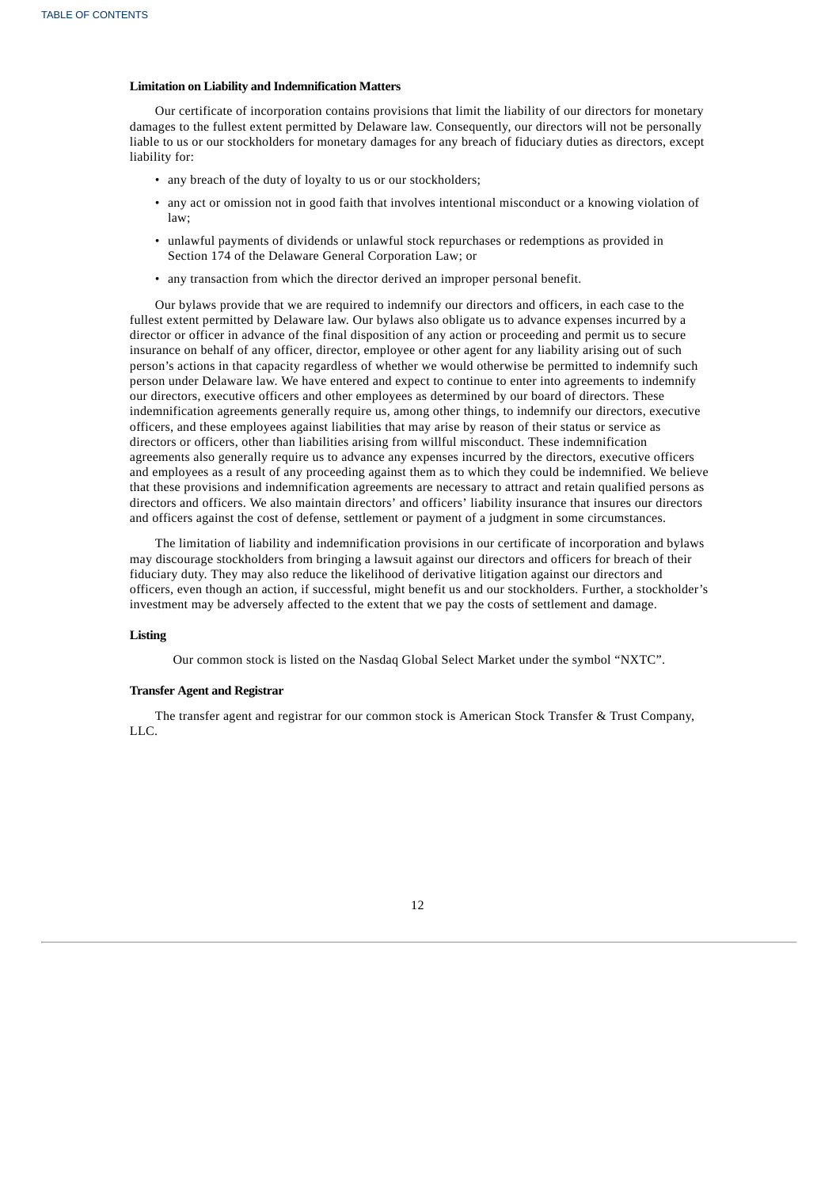**Limitation on Liability and Indemnification Matters**

Our certificate of incorporation contains provisions that limit the liability of our directors for monetary damages to the fullest extent permitted by Delaware law. Consequently, our directors will not be personally liable to us or our stockholders for monetary damages for any breach of fiduciary duties as directors, except liability for:

- any breach of the duty of loyalty to us or our stockholders;
- any act or omission not in good faith that involves intentional misconduct or a knowing violation of law;
- unlawful payments of dividends or unlawful stock repurchases or redemptions as provided in Section 174 of the Delaware General Corporation Law; or
- any transaction from which the director derived an improper personal benefit.

Our bylaws provide that we are required to indemnify our directors and officers, in each case to the fullest extent permitted by Delaware law. Our bylaws also obligate us to advance expenses incurred by a director or officer in advance of the final disposition of any action or proceeding and permit us to secure insurance on behalf of any officer, director, employee or other agent for any liability arising out of such person's actions in that capacity regardless of whether we would otherwise be permitted to indemnify such person under Delaware law. We have entered and expect to continue to enter into agreements to indemnify our directors, executive officers and other employees as determined by our board of directors. These indemnification agreements generally require us, among other things, to indemnify our directors, executive officers, and these employees against liabilities that may arise by reason of their status or service as directors or officers, other than liabilities arising from willful misconduct. These indemnification agreements also generally require us to advance any expenses incurred by the directors, executive officers and employees as a result of any proceeding against them as to which they could be indemnified. We believe that these provisions and indemnification agreements are necessary to attract and retain qualified persons as directors and officers. We also maintain directors' and officers' liability insurance that insures our directors and officers against the cost of defense, settlement or payment of a judgment in some circumstances.

The limitation of liability and indemnification provisions in our certificate of incorporation and bylaws may discourage stockholders from bringing a lawsuit against our directors and officers for breach of their fiduciary duty. They may also reduce the likelihood of derivative litigation against our directors and officers, even though an action, if successful, might benefit us and our stockholders. Further, a stockholder's investment may be adversely affected to the extent that we pay the costs of settlement and damage.

**Listing**

Our common stock is listed on the Nasdaq Global Select Market under the symbol "NXTC".

**Transfer Agent and Registrar**

The transfer agent and registrar for our common stock is American Stock Transfer & Trust Company, LLC.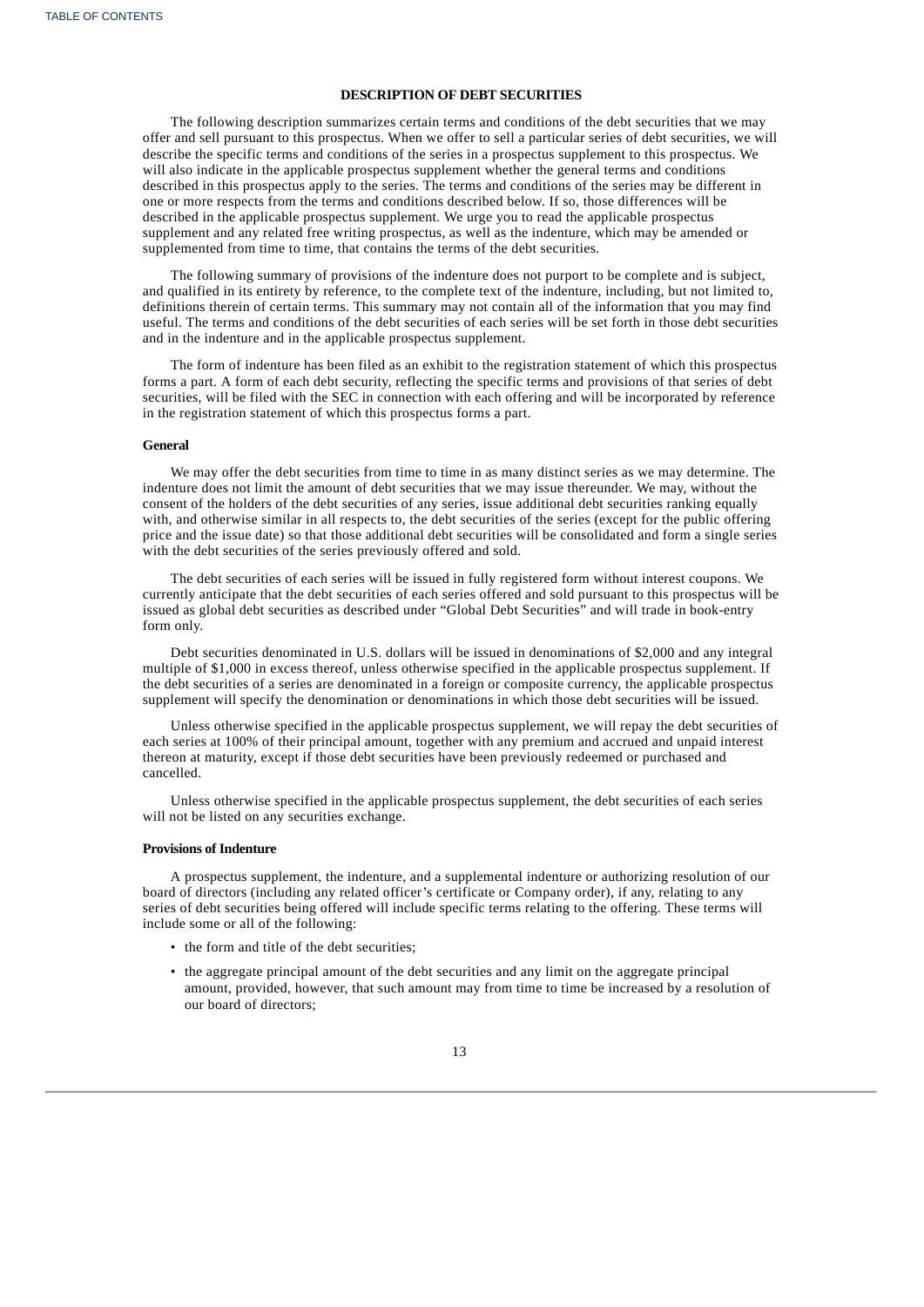## DESCRIPTION OF DEBT SECURITIES

The following description summarizes certain terms and conditions of the debt securities that we may offer and sell pursuant to this prospectus. When we offer to sell a particular series of debt securities, we will describe the specific terms and conditions of the series in a prospectus supplement to this prospectus. We will also indicate in the applicable prospectus supplement whether the general terms and conditions described in this prospectus apply to the series. The terms and conditions of the series may be different in one or more respects from the terms and conditions described below. If so, those differences will be described in the applicable prospectus supplement. We urge you to read the applicable prospectus supplement and any related free writing prospectus, as well as the indenture, which may be amended or supplemented from time to time, that contains the terms of the debt securities.

The following summary of provisions of the indenture does not purport to be complete and is subject, and qualified in its entirety by reference, to the complete text of the indenture, including, but not limited to, definitions therein of certain terms. This summary may not contain all of the information that you may find useful. The terms and conditions of the debt securities of each series will be set forth in those debt securities and in the indenture and in the applicable prospectus supplement.

The form of indenture has been filed as an exhibit to the registration statement of which this prospectus forms a part. A form of each debt security, reflecting the specific terms and provisions of that series of debt securities, will be filed with the SEC in connection with each offering and will be incorporated by reference in the registration statement of which this prospectus forms a part.

### General

We may offer the debt securities from time to time in as many distinct series as we may determine. The indenture does not limit the amount of debt securities that we may issue thereunder. We may, without the consent of the holders of the debt securities of any series, issue additional debt securities ranking equally with, and otherwise similar in all respects to, the debt securities of the series (except for the public offering price and the issue date) so that those additional debt securities will be consolidated and form a single series with the debt securities of the series previously offered and sold.

The debt securities of each series will be issued in fully registered form without interest coupons. We currently anticipate that the debt securities of each series offered and sold pursuant to this prospectus will be issued as global debt securities as described under "Global Debt Securities" and will trade in book-entry form only.

Debt securities denominated in U.S. dollars will be issued in denominations of $2,000 and any integral multiple of $1,000 in excess thereof, unless otherwise specified in the applicable prospectus supplement. If the debt securities of a series are denominated in a foreign or composite currency, the applicable prospectus supplement will specify the denomination or denominations in which those debt securities will be issued.

Unless otherwise specified in the applicable prospectus supplement, we will repay the debt securities of each series at 100% of their principal amount, together with any premium and accrued and unpaid interest thereon at maturity, except if those debt securities have been previously redeemed or purchased and cancelled.

Unless otherwise specified in the applicable prospectus supplement, the debt securities of each series will not be listed on any securities exchange.

### Provisions of Indenture

A prospectus supplement, the indenture, and a supplemental indenture or authorizing resolution of our board of directors (including any related officer's certificate or Company order), if any, relating to any series of debt securities being offered will include specific terms relating to the offering. These terms will include some or all of the following:

- the form and title of the debt securities;
- the aggregate principal amount of the debt securities and any limit on the aggregate principal amount, provided, however, that such amount may from time to time be increased by a resolution of our board of directors;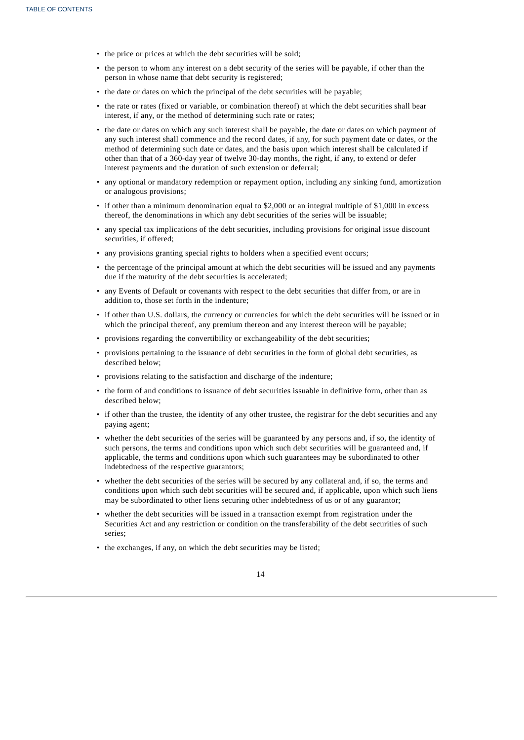- the price or prices at which the debt securities will be sold;
- the person to whom any interest on a debt security of the series will be payable, if other than the person in whose name that debt security is registered;
- the date or dates on which the principal of the debt securities will be payable;
- the rate or rates (fixed or variable, or combination thereof) at which the debt securities shall bear interest, if any, or the method of determining such rate or rates;
- the date or dates on which any such interest shall be payable, the date or dates on which payment of any such interest shall commence and the record dates, if any, for such payment date or dates, or the method of determining such date or dates, and the basis upon which interest shall be calculated if other than that of a 360-day year of twelve 30-day months, the right, if any, to extend or defer interest payments and the duration of such extension or deferral;
- any optional or mandatory redemption or repayment option, including any sinking fund, amortization or analogous provisions;
- if other than a minimum denomination equal to $2,000 or an integral multiple of $1,000 in excess thereof, the denominations in which any debt securities of the series will be issuable;
- any special tax implications of the debt securities, including provisions for original issue discount securities, if offered;
- any provisions granting special rights to holders when a specified event occurs;
- the percentage of the principal amount at which the debt securities will be issued and any payments due if the maturity of the debt securities is accelerated;
- any Events of Default or covenants with respect to the debt securities that differ from, or are in addition to, those set forth in the indenture;
- if other than U.S. dollars, the currency or currencies for which the debt securities will be issued or in which the principal thereof, any premium thereon and any interest thereon will be payable;
- provisions regarding the convertibility or exchangeability of the debt securities;
- provisions pertaining to the issuance of debt securities in the form of global debt securities, as described below;
- provisions relating to the satisfaction and discharge of the indenture;
- the form of and conditions to issuance of debt securities issuable in definitive form, other than as described below;
- if other than the trustee, the identity of any other trustee, the registrar for the debt securities and any paying agent;
- whether the debt securities of the series will be guaranteed by any persons and, if so, the identity of such persons, the terms and conditions upon which such debt securities will be guaranteed and, if applicable, the terms and conditions upon which such guarantees may be subordinated to other indebtedness of the respective guarantors;
- whether the debt securities of the series will be secured by any collateral and, if so, the terms and conditions upon which such debt securities will be secured and, if applicable, upon which such liens may be subordinated to other liens securing other indebtedness of us or of any guarantor;
- whether the debt securities will be issued in a transaction exempt from registration under the Securities Act and any restriction or condition on the transferability of the debt securities of such series;
- the exchanges, if any, on which the debt securities may be listed;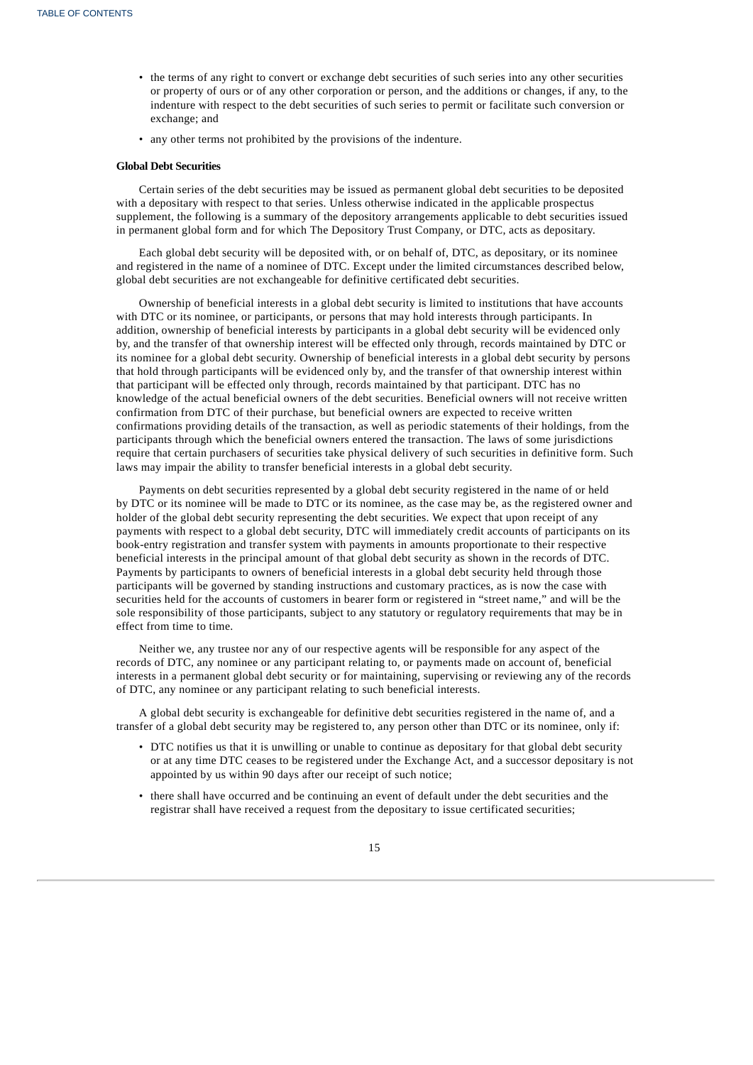- the terms of any right to convert or exchange debt securities of such series into any other securities or property of ours or of any other corporation or person, and the additions or changes, if any, to the indenture with respect to the debt securities of such series to permit or facilitate such conversion or exchange; and
- any other terms not prohibited by the provisions of the indenture.

**Global Debt Securities**

Certain series of the debt securities may be issued as permanent global debt securities to be deposited with a depositary with respect to that series. Unless otherwise indicated in the applicable prospectus supplement, the following is a summary of the depository arrangements applicable to debt securities issued in permanent global form and for which The Depository Trust Company, or DTC, acts as depositary.

Each global debt security will be deposited with, or on behalf of, DTC, as depositary, or its nominee and registered in the name of a nominee of DTC. Except under the limited circumstances described below, global debt securities are not exchangeable for definitive certificated debt securities.

Ownership of beneficial interests in a global debt security is limited to institutions that have accounts with DTC or its nominee, or participants, or persons that may hold interests through participants. In addition, ownership of beneficial interests by participants in a global debt security will be evidenced only by, and the transfer of that ownership interest will be effected only through, records maintained by DTC or its nominee for a global debt security. Ownership of beneficial interests in a global debt security by persons that hold through participants will be evidenced only by, and the transfer of that ownership interest within that participant will be effected only through, records maintained by that participant. DTC has no knowledge of the actual beneficial owners of the debt securities. Beneficial owners will not receive written confirmation from DTC of their purchase, but beneficial owners are expected to receive written confirmations providing details of the transaction, as well as periodic statements of their holdings, from the participants through which the beneficial owners entered the transaction. The laws of some jurisdictions require that certain purchasers of securities take physical delivery of such securities in definitive form. Such laws may impair the ability to transfer beneficial interests in a global debt security.

Payments on debt securities represented by a global debt security registered in the name of or held by DTC or its nominee will be made to DTC or its nominee, as the case may be, as the registered owner and holder of the global debt security representing the debt securities. We expect that upon receipt of any payments with respect to a global debt security, DTC will immediately credit accounts of participants on its book-entry registration and transfer system with payments in amounts proportionate to their respective beneficial interests in the principal amount of that global debt security as shown in the records of DTC. Payments by participants to owners of beneficial interests in a global debt security held through those participants will be governed by standing instructions and customary practices, as is now the case with securities held for the accounts of customers in bearer form or registered in "street name," and will be the sole responsibility of those participants, subject to any statutory or regulatory requirements that may be in effect from time to time.

Neither we, any trustee nor any of our respective agents will be responsible for any aspect of the records of DTC, any nominee or any participant relating to, or payments made on account of, beneficial interests in a permanent global debt security or for maintaining, supervising or reviewing any of the records of DTC, any nominee or any participant relating to such beneficial interests.

A global debt security is exchangeable for definitive debt securities registered in the name of, and a transfer of a global debt security may be registered to, any person other than DTC or its nominee, only if:

- DTC notifies us that it is unwilling or unable to continue as depositary for that global debt security or at any time DTC ceases to be registered under the Exchange Act, and a successor depositary is not appointed by us within 90 days after our receipt of such notice;
- there shall have occurred and be continuing an event of default under the debt securities and the registrar shall have received a request from the depositary to issue certificated securities;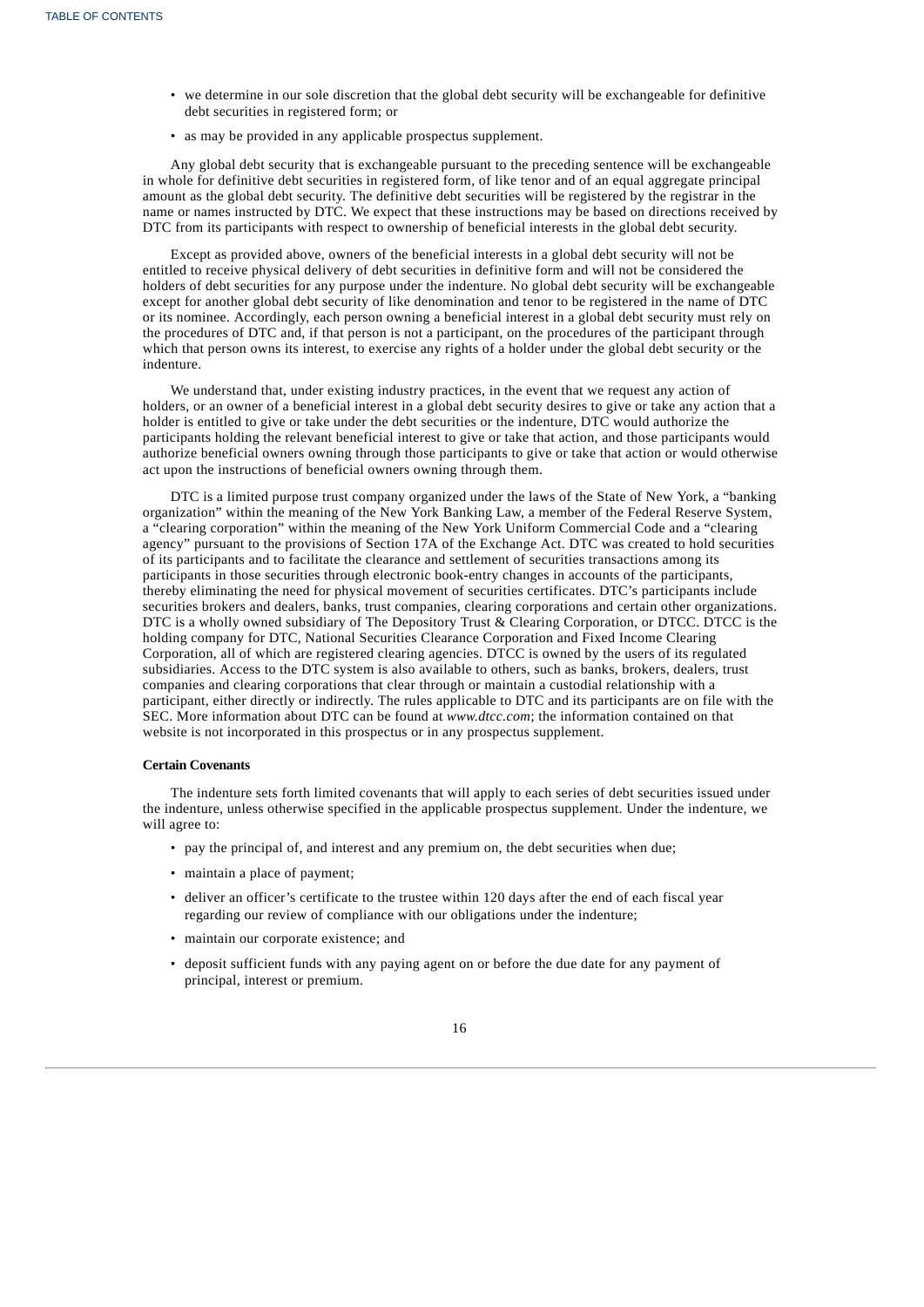- we determine in our sole discretion that the global debt security will be exchangeable for definitive debt securities in registered form; or
- as may be provided in any applicable prospectus supplement.

Any global debt security that is exchangeable pursuant to the preceding sentence will be exchangeable in whole for definitive debt securities in registered form, of like tenor and of an equal aggregate principal amount as the global debt security. The definitive debt securities will be registered by the registrar in the name or names instructed by DTC. We expect that these instructions may be based on directions received by DTC from its participants with respect to ownership of beneficial interests in the global debt security.

Except as provided above, owners of the beneficial interests in a global debt security will not be entitled to receive physical delivery of debt securities in definitive form and will not be considered the holders of debt securities for any purpose under the indenture. No global debt security will be exchangeable except for another global debt security of like denomination and tenor to be registered in the name of DTC or its nominee. Accordingly, each person owning a beneficial interest in a global debt security must rely on the procedures of DTC and, if that person is not a participant, on the procedures of the participant through which that person owns its interest, to exercise any rights of a holder under the global debt security or the indenture.

We understand that, under existing industry practices, in the event that we request any action of holders, or an owner of a beneficial interest in a global debt security desires to give or take any action that a holder is entitled to give or take under the debt securities or the indenture, DTC would authorize the participants holding the relevant beneficial interest to give or take that action, and those participants would authorize beneficial owners owning through those participants to give or take that action or would otherwise act upon the instructions of beneficial owners owning through them.

DTC is a limited purpose trust company organized under the laws of the State of New York, a "banking organization" within the meaning of the New York Banking Law, a member of the Federal Reserve System, a "clearing corporation" within the meaning of the New York Uniform Commercial Code and a "clearing agency" pursuant to the provisions of Section 17A of the Exchange Act. DTC was created to hold securities of its participants and to facilitate the clearance and settlement of securities transactions among its participants in those securities through electronic book-entry changes in accounts of the participants, thereby eliminating the need for physical movement of securities certificates. DTC's participants include securities brokers and dealers, banks, trust companies, clearing corporations and certain other organizations. DTC is a wholly owned subsidiary of The Depository Trust & Clearing Corporation, or DTCC. DTCC is the holding company for DTC, National Securities Clearance Corporation and Fixed Income Clearing Corporation, all of which are registered clearing agencies. DTCC is owned by the users of its regulated subsidiaries. Access to the DTC system is also available to others, such as banks, brokers, dealers, trust companies and clearing corporations that clear through or maintain a custodial relationship with a participant, either directly or indirectly. The rules applicable to DTC and its participants are on file with the SEC. More information about DTC can be found at *www.dtcc.com*; the information contained on that website is not incorporated in this prospectus or in any prospectus supplement.

**Certain Covenants**

The indenture sets forth limited covenants that will apply to each series of debt securities issued under the indenture, unless otherwise specified in the applicable prospectus supplement. Under the indenture, we will agree to:

- pay the principal of, and interest and any premium on, the debt securities when due;
- maintain a place of payment;
- deliver an officer's certificate to the trustee within 120 days after the end of each fiscal year regarding our review of compliance with our obligations under the indenture;
- maintain our corporate existence; and
- deposit sufficient funds with any paying agent on or before the due date for any payment of principal, interest or premium.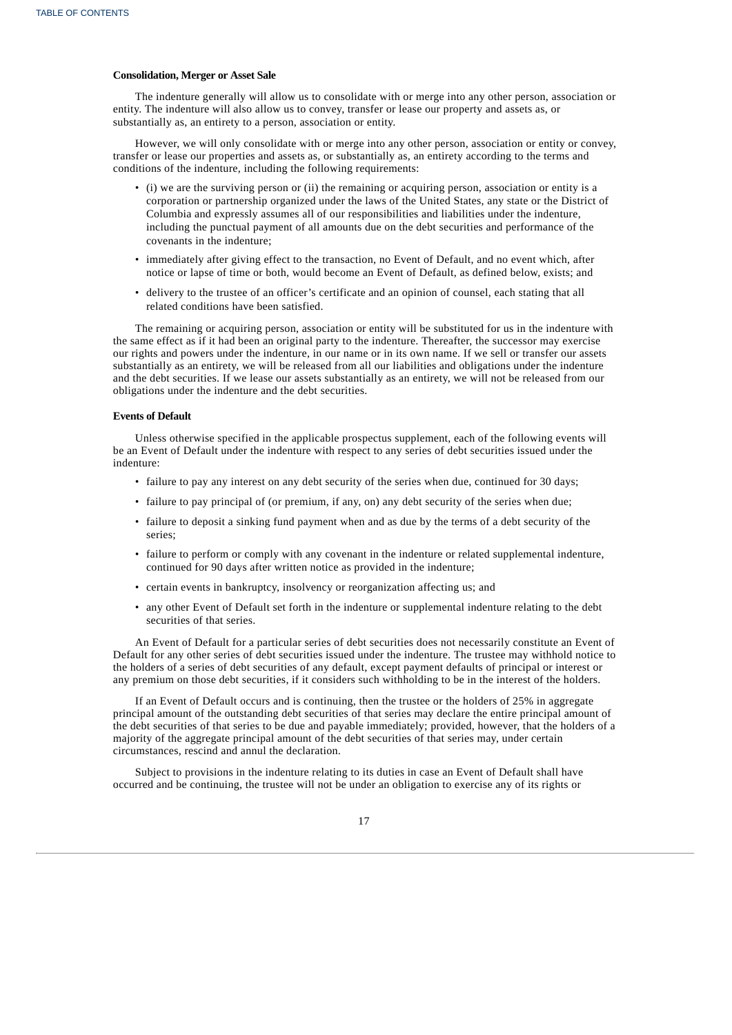**Consolidation, Merger or Asset Sale**

The indenture generally will allow us to consolidate with or merge into any other person, association or entity. The indenture will also allow us to convey, transfer or lease our property and assets as, or substantially as, an entirety to a person, association or entity.

However, we will only consolidate with or merge into any other person, association or entity or convey, transfer or lease our properties and assets as, or substantially as, an entirety according to the terms and conditions of the indenture, including the following requirements:

- (i) we are the surviving person or (ii) the remaining or acquiring person, association or entity is a corporation or partnership organized under the laws of the United States, any state or the District of Columbia and expressly assumes all of our responsibilities and liabilities under the indenture, including the punctual payment of all amounts due on the debt securities and performance of the covenants in the indenture;
- immediately after giving effect to the transaction, no Event of Default, and no event which, after notice or lapse of time or both, would become an Event of Default, as defined below, exists; and
- delivery to the trustee of an officer's certificate and an opinion of counsel, each stating that all related conditions have been satisfied.

The remaining or acquiring person, association or entity will be substituted for us in the indenture with the same effect as if it had been an original party to the indenture. Thereafter, the successor may exercise our rights and powers under the indenture, in our name or in its own name. If we sell or transfer our assets substantially as an entirety, we will be released from all our liabilities and obligations under the indenture and the debt securities. If we lease our assets substantially as an entirety, we will not be released from our obligations under the indenture and the debt securities.

**Events of Default**

Unless otherwise specified in the applicable prospectus supplement, each of the following events will be an Event of Default under the indenture with respect to any series of debt securities issued under the indenture:

- failure to pay any interest on any debt security of the series when due, continued for 30 days;
- failure to pay principal of (or premium, if any, on) any debt security of the series when due;
- failure to deposit a sinking fund payment when and as due by the terms of a debt security of the series;
- failure to perform or comply with any covenant in the indenture or related supplemental indenture, continued for 90 days after written notice as provided in the indenture;
- certain events in bankruptcy, insolvency or reorganization affecting us; and
- any other Event of Default set forth in the indenture or supplemental indenture relating to the debt securities of that series.

An Event of Default for a particular series of debt securities does not necessarily constitute an Event of Default for any other series of debt securities issued under the indenture. The trustee may withhold notice to the holders of a series of debt securities of any default, except payment defaults of principal or interest or any premium on those debt securities, if it considers such withholding to be in the interest of the holders.

If an Event of Default occurs and is continuing, then the trustee or the holders of 25% in aggregate principal amount of the outstanding debt securities of that series may declare the entire principal amount of the debt securities of that series to be due and payable immediately; provided, however, that the holders of a majority of the aggregate principal amount of the debt securities of that series may, under certain circumstances, rescind and annul the declaration.

Subject to provisions in the indenture relating to its duties in case an Event of Default shall have occurred and be continuing, the trustee will not be under an obligation to exercise any of its rights or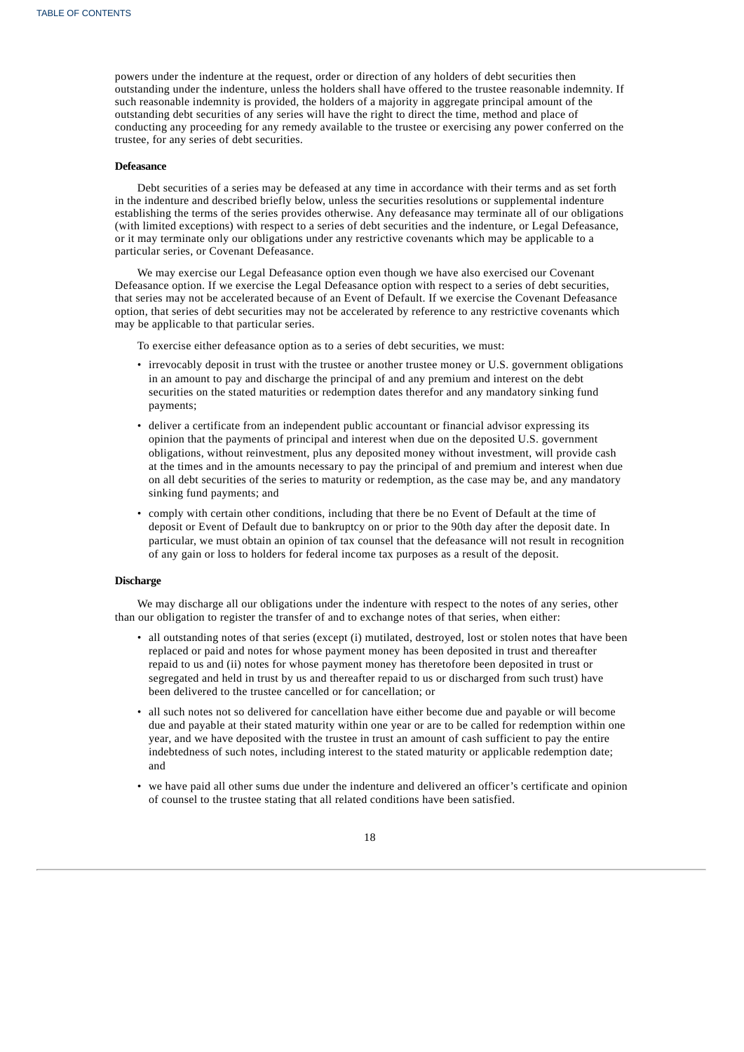powers under the indenture at the request, order or direction of any holders of debt securities then outstanding under the indenture, unless the holders shall have offered to the trustee reasonable indemnity. If such reasonable indemnity is provided, the holders of a majority in aggregate principal amount of the outstanding debt securities of any series will have the right to direct the time, method and place of conducting any proceeding for any remedy available to the trustee or exercising any power conferred on the trustee, for any series of debt securities.

**Defeasance**

Debt securities of a series may be defeased at any time in accordance with their terms and as set forth in the indenture and described briefly below, unless the securities resolutions or supplemental indenture establishing the terms of the series provides otherwise. Any defeasance may terminate all of our obligations (with limited exceptions) with respect to a series of debt securities and the indenture, or Legal Defeasance, or it may terminate only our obligations under any restrictive covenants which may be applicable to a particular series, or Covenant Defeasance.

We may exercise our Legal Defeasance option even though we have also exercised our Covenant Defeasance option. If we exercise the Legal Defeasance option with respect to a series of debt securities, that series may not be accelerated because of an Event of Default. If we exercise the Covenant Defeasance option, that series of debt securities may not be accelerated by reference to any restrictive covenants which may be applicable to that particular series.

To exercise either defeasance option as to a series of debt securities, we must:

- irrevocably deposit in trust with the trustee or another trustee money or U.S. government obligations in an amount to pay and discharge the principal of and any premium and interest on the debt securities on the stated maturities or redemption dates therefor and any mandatory sinking fund payments;
- deliver a certificate from an independent public accountant or financial advisor expressing its opinion that the payments of principal and interest when due on the deposited U.S. government obligations, without reinvestment, plus any deposited money without investment, will provide cash at the times and in the amounts necessary to pay the principal of and premium and interest when due on all debt securities of the series to maturity or redemption, as the case may be, and any mandatory sinking fund payments; and
- comply with certain other conditions, including that there be no Event of Default at the time of deposit or Event of Default due to bankruptcy on or prior to the 90th day after the deposit date. In particular, we must obtain an opinion of tax counsel that the defeasance will not result in recognition of any gain or loss to holders for federal income tax purposes as a result of the deposit.

**Discharge**

We may discharge all our obligations under the indenture with respect to the notes of any series, other than our obligation to register the transfer of and to exchange notes of that series, when either:

- all outstanding notes of that series (except (i) mutilated, destroyed, lost or stolen notes that have been replaced or paid and notes for whose payment money has been deposited in trust and thereafter repaid to us and (ii) notes for whose payment money has theretofore been deposited in trust or segregated and held in trust by us and thereafter repaid to us or discharged from such trust) have been delivered to the trustee cancelled or for cancellation; or
- all such notes not so delivered for cancellation have either become due and payable or will become due and payable at their stated maturity within one year or are to be called for redemption within one year, and we have deposited with the trustee in trust an amount of cash sufficient to pay the entire indebtedness of such notes, including interest to the stated maturity or applicable redemption date; and
- we have paid all other sums due under the indenture and delivered an officer's certificate and opinion of counsel to the trustee stating that all related conditions have been satisfied.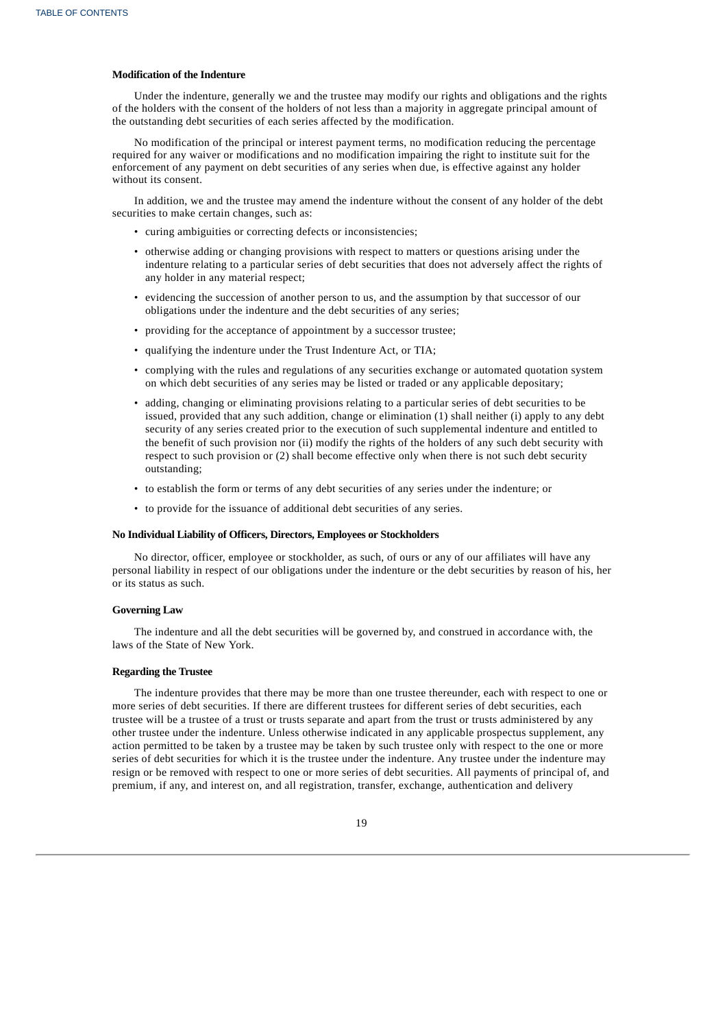**Modification of the Indenture**

Under the indenture, generally we and the trustee may modify our rights and obligations and the rights of the holders with the consent of the holders of not less than a majority in aggregate principal amount of the outstanding debt securities of each series affected by the modification.

No modification of the principal or interest payment terms, no modification reducing the percentage required for any waiver or modifications and no modification impairing the right to institute suit for the enforcement of any payment on debt securities of any series when due, is effective against any holder without its consent.

In addition, we and the trustee may amend the indenture without the consent of any holder of the debt securities to make certain changes, such as:

- curing ambiguities or correcting defects or inconsistencies;
- otherwise adding or changing provisions with respect to matters or questions arising under the indenture relating to a particular series of debt securities that does not adversely affect the rights of any holder in any material respect;
- evidencing the succession of another person to us, and the assumption by that successor of our obligations under the indenture and the debt securities of any series;
- providing for the acceptance of appointment by a successor trustee;
- qualifying the indenture under the Trust Indenture Act, or TIA;
- complying with the rules and regulations of any securities exchange or automated quotation system on which debt securities of any series may be listed or traded or any applicable depositary;
- adding, changing or eliminating provisions relating to a particular series of debt securities to be issued, provided that any such addition, change or elimination (1) shall neither (i) apply to any debt security of any series created prior to the execution of such supplemental indenture and entitled to the benefit of such provision nor (ii) modify the rights of the holders of any such debt security with respect to such provision or (2) shall become effective only when there is not such debt security outstanding;
- to establish the form or terms of any debt securities of any series under the indenture; or
- to provide for the issuance of additional debt securities of any series.

**No Individual Liability of Officers, Directors, Employees or Stockholders**

No director, officer, employee or stockholder, as such, of ours or any of our affiliates will have any personal liability in respect of our obligations under the indenture or the debt securities by reason of his, her or its status as such.

**Governing Law**

The indenture and all the debt securities will be governed by, and construed in accordance with, the laws of the State of New York.

**Regarding the Trustee**

The indenture provides that there may be more than one trustee thereunder, each with respect to one or more series of debt securities. If there are different trustees for different series of debt securities, each trustee will be a trustee of a trust or trusts separate and apart from the trust or trusts administered by any other trustee under the indenture. Unless otherwise indicated in any applicable prospectus supplement, any action permitted to be taken by a trustee may be taken by such trustee only with respect to the one or more series of debt securities for which it is the trustee under the indenture. Any trustee under the indenture may resign or be removed with respect to one or more series of debt securities. All payments of principal of, and premium, if any, and interest on, and all registration, transfer, exchange, authentication and delivery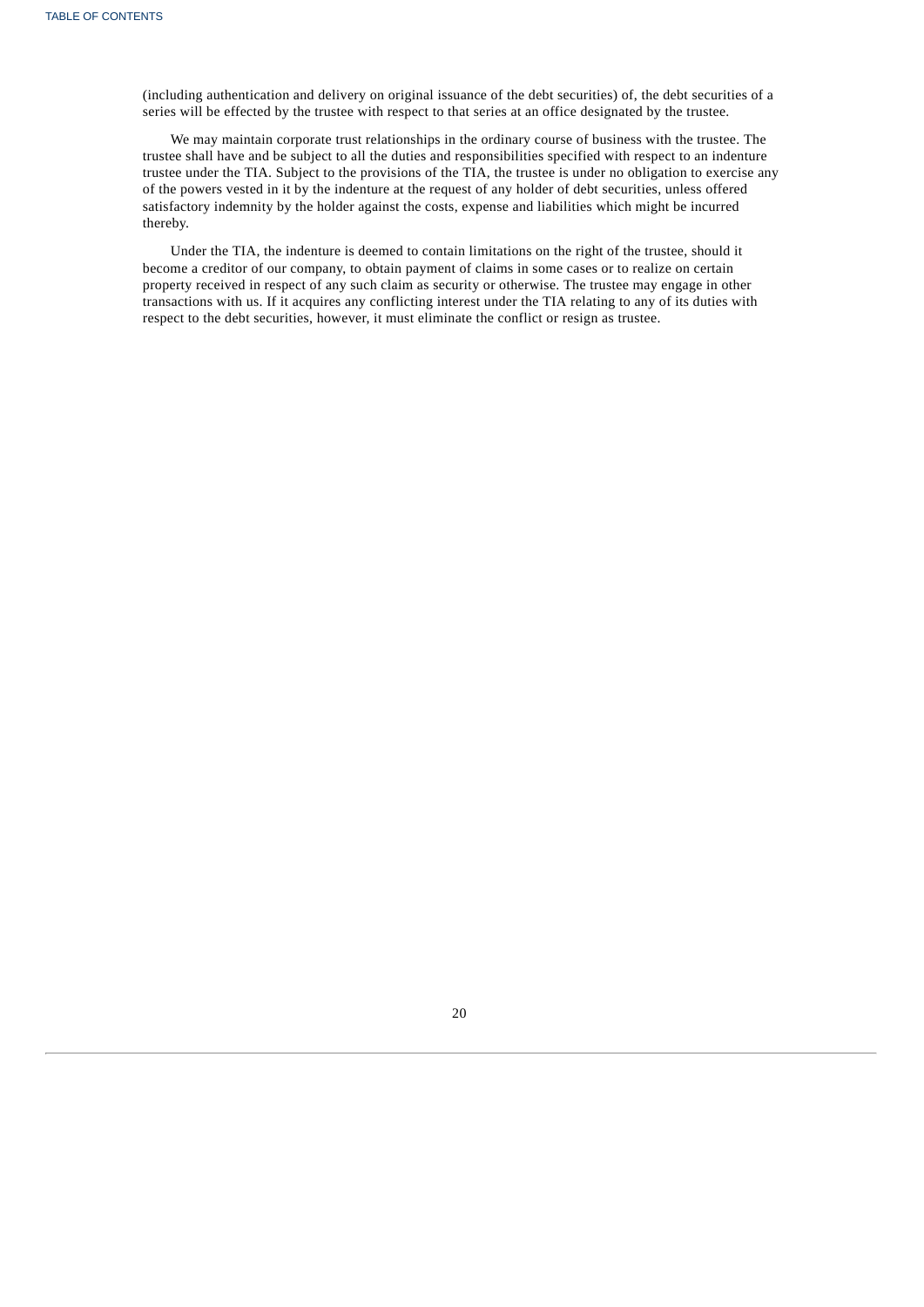(including authentication and delivery on original issuance of the debt securities) of, the debt securities of a series will be effected by the trustee with respect to that series at an office designated by the trustee.

We may maintain corporate trust relationships in the ordinary course of business with the trustee. The trustee shall have and be subject to all the duties and responsibilities specified with respect to an indenture trustee under the TIA. Subject to the provisions of the TIA, the trustee is under no obligation to exercise any of the powers vested in it by the indenture at the request of any holder of debt securities, unless offered satisfactory indemnity by the holder against the costs, expense and liabilities which might be incurred thereby.

Under the TIA, the indenture is deemed to contain limitations on the right of the trustee, should it become a creditor of our company, to obtain payment of claims in some cases or to realize on certain property received in respect of any such claim as security or otherwise. The trustee may engage in other transactions with us. If it acquires any conflicting interest under the TIA relating to any of its duties with respect to the debt securities, however, it must eliminate the conflict or resign as trustee.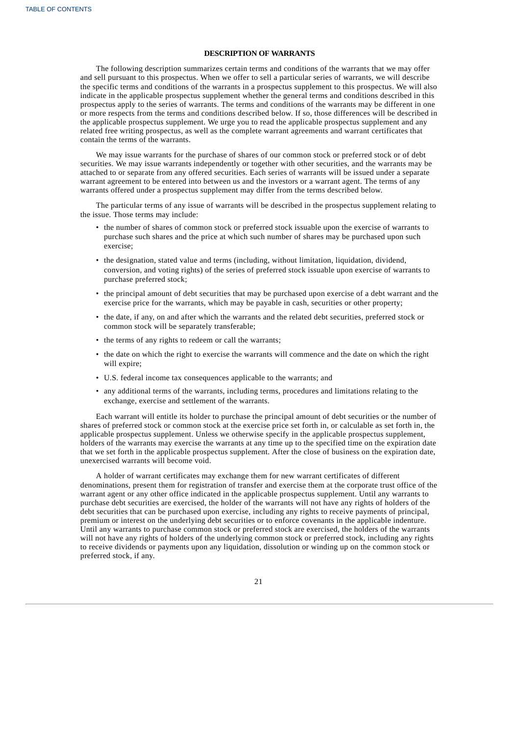## DESCRIPTION OF WARRANTS

The following description summarizes certain terms and conditions of the warrants that we may offer and sell pursuant to this prospectus. When we offer to sell a particular series of warrants, we will describe the specific terms and conditions of the warrants in a prospectus supplement to this prospectus. We will also indicate in the applicable prospectus supplement whether the general terms and conditions described in this prospectus apply to the series of warrants. The terms and conditions of the warrants may be different in one or more respects from the terms and conditions described below. If so, those differences will be described in the applicable prospectus supplement. We urge you to read the applicable prospectus supplement and any related free writing prospectus, as well as the complete warrant agreements and warrant certificates that contain the terms of the warrants.

We may issue warrants for the purchase of shares of our common stock or preferred stock or of debt securities. We may issue warrants independently or together with other securities, and the warrants may be attached to or separate from any offered securities. Each series of warrants will be issued under a separate warrant agreement to be entered into between us and the investors or a warrant agent. The terms of any warrants offered under a prospectus supplement may differ from the terms described below.

The particular terms of any issue of warrants will be described in the prospectus supplement relating to the issue. Those terms may include:

- the number of shares of common stock or preferred stock issuable upon the exercise of warrants to purchase such shares and the price at which such number of shares may be purchased upon such exercise;
- the designation, stated value and terms (including, without limitation, liquidation, dividend, conversion, and voting rights) of the series of preferred stock issuable upon exercise of warrants to purchase preferred stock;
- the principal amount of debt securities that may be purchased upon exercise of a debt warrant and the exercise price for the warrants, which may be payable in cash, securities or other property;
- the date, if any, on and after which the warrants and the related debt securities, preferred stock or common stock will be separately transferable;
- the terms of any rights to redeem or call the warrants;
- the date on which the right to exercise the warrants will commence and the date on which the right will expire;
- U.S. federal income tax consequences applicable to the warrants; and
- any additional terms of the warrants, including terms, procedures and limitations relating to the exchange, exercise and settlement of the warrants.

Each warrant will entitle its holder to purchase the principal amount of debt securities or the number of shares of preferred stock or common stock at the exercise price set forth in, or calculable as set forth in, the applicable prospectus supplement. Unless we otherwise specify in the applicable prospectus supplement, holders of the warrants may exercise the warrants at any time up to the specified time on the expiration date that we set forth in the applicable prospectus supplement. After the close of business on the expiration date, unexercised warrants will become void.

A holder of warrant certificates may exchange them for new warrant certificates of different denominations, present them for registration of transfer and exercise them at the corporate trust office of the warrant agent or any other office indicated in the applicable prospectus supplement. Until any warrants to purchase debt securities are exercised, the holder of the warrants will not have any rights of holders of the debt securities that can be purchased upon exercise, including any rights to receive payments of principal, premium or interest on the underlying debt securities or to enforce covenants in the applicable indenture. Until any warrants to purchase common stock or preferred stock are exercised, the holders of the warrants will not have any rights of holders of the underlying common stock or preferred stock, including any rights to receive dividends or payments upon any liquidation, dissolution or winding up on the common stock or preferred stock, if any.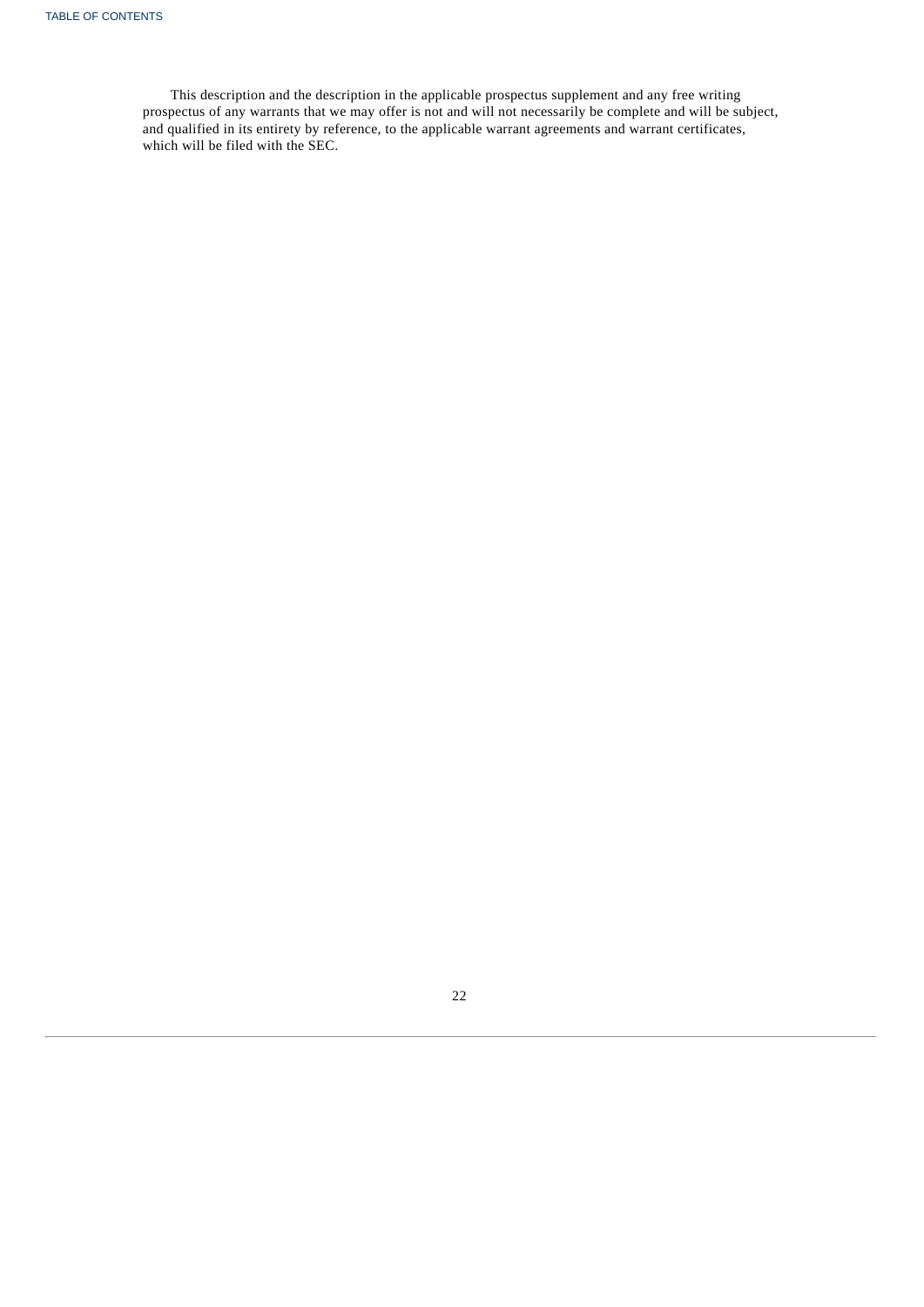This description and the description in the applicable prospectus supplement and any free writing prospectus of any warrants that we may offer is not and will not necessarily be complete and will be subject, and qualified in its entirety by reference, to the applicable warrant agreements and warrant certificates, which will be filed with the SEC.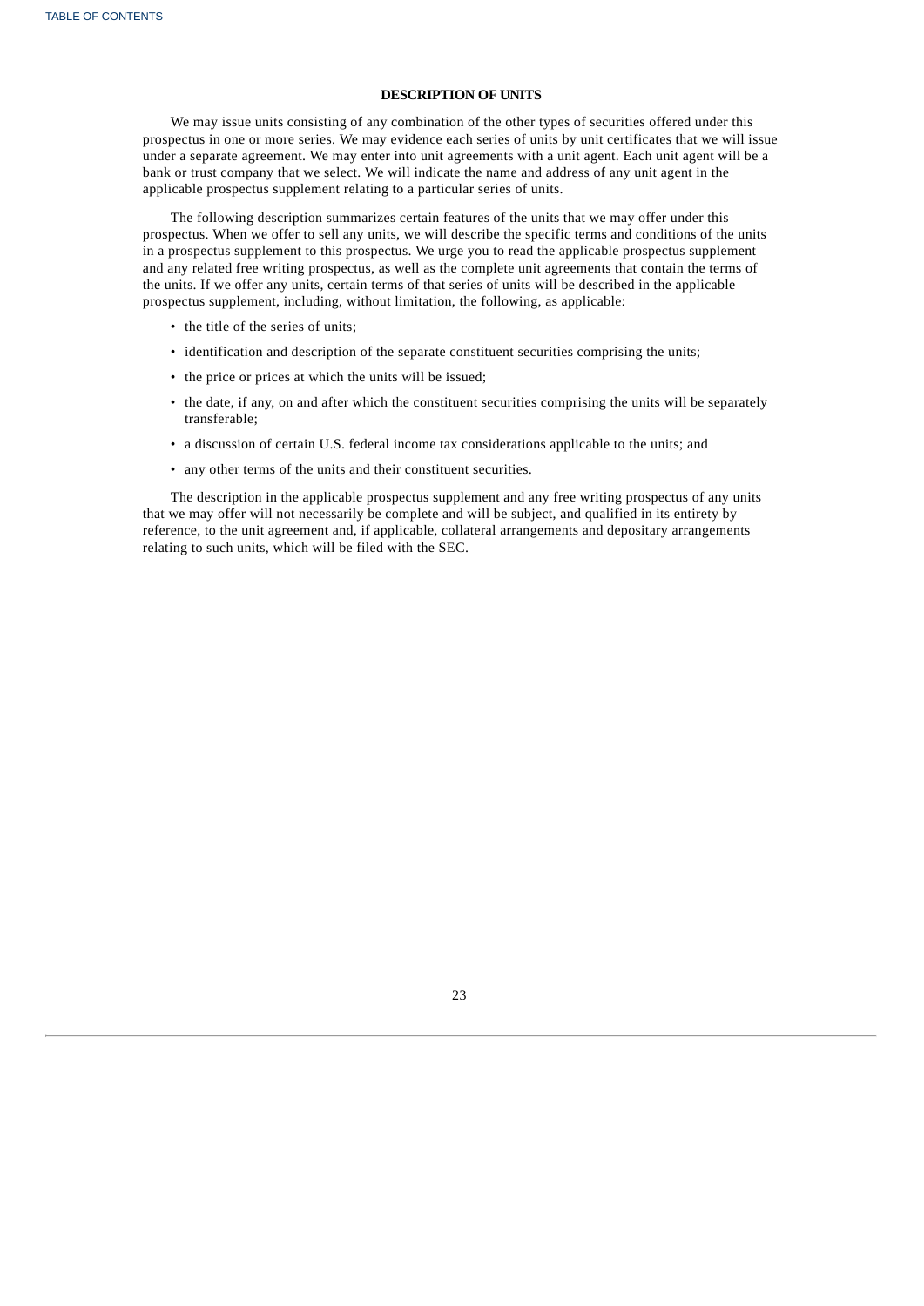## DESCRIPTION OF UNITS

We may issue units consisting of any combination of the other types of securities offered under this prospectus in one or more series. We may evidence each series of units by unit certificates that we will issue under a separate agreement. We may enter into unit agreements with a unit agent. Each unit agent will be a bank or trust company that we select. We will indicate the name and address of any unit agent in the applicable prospectus supplement relating to a particular series of units.

The following description summarizes certain features of the units that we may offer under this prospectus. When we offer to sell any units, we will describe the specific terms and conditions of the units in a prospectus supplement to this prospectus. We urge you to read the applicable prospectus supplement and any related free writing prospectus, as well as the complete unit agreements that contain the terms of the units. If we offer any units, certain terms of that series of units will be described in the applicable prospectus supplement, including, without limitation, the following, as applicable:

- the title of the series of units;
- identification and description of the separate constituent securities comprising the units;
- the price or prices at which the units will be issued;
- the date, if any, on and after which the constituent securities comprising the units will be separately transferable;
- a discussion of certain U.S. federal income tax considerations applicable to the units; and
- any other terms of the units and their constituent securities.

The description in the applicable prospectus supplement and any free writing prospectus of any units that we may offer will not necessarily be complete and will be subject, and qualified in its entirety by reference, to the unit agreement and, if applicable, collateral arrangements and depositary arrangements relating to such units, which will be filed with the SEC.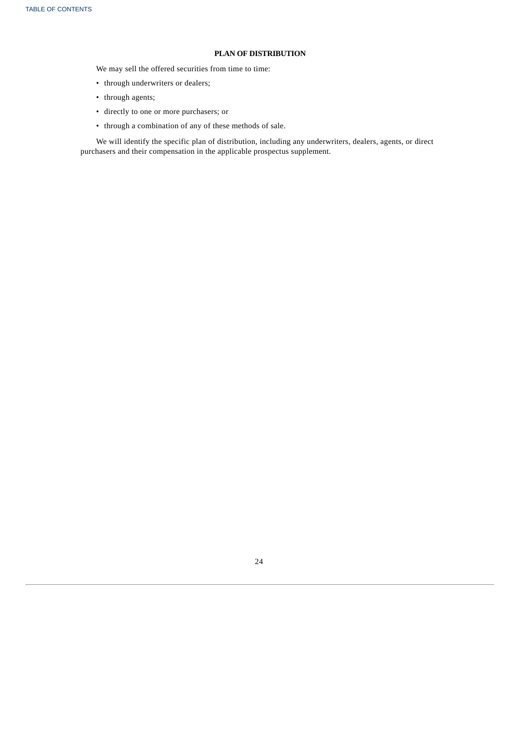## PLAN OF DISTRIBUTION

We may sell the offered securities from time to time:

- through underwriters or dealers;
- through agents;
- directly to one or more purchasers; or
- through a combination of any of these methods of sale.

We will identify the specific plan of distribution, including any underwriters, dealers, agents, or direct purchasers and their compensation in the applicable prospectus supplement.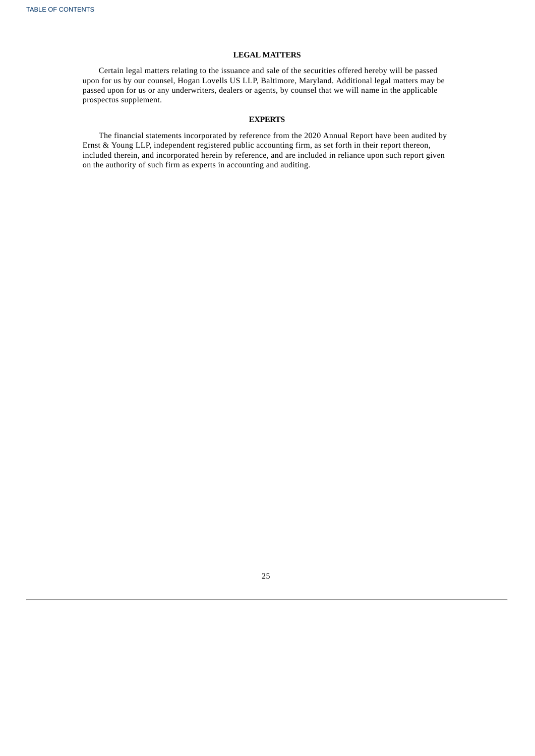## LEGAL MATTERS

Certain legal matters relating to the issuance and sale of the securities offered hereby will be passed upon for us by our counsel, Hogan Lovells US LLP, Baltimore, Maryland. Additional legal matters may be passed upon for us or any underwriters, dealers or agents, by counsel that we will name in the applicable prospectus supplement.

## EXPERTS

The financial statements incorporated by reference from the 2020 Annual Report have been audited by Ernst & Young LLP, independent registered public accounting firm, as set forth in their report thereon, included therein, and incorporated herein by reference, and are included in reliance upon such report given on the authority of such firm as experts in accounting and auditing.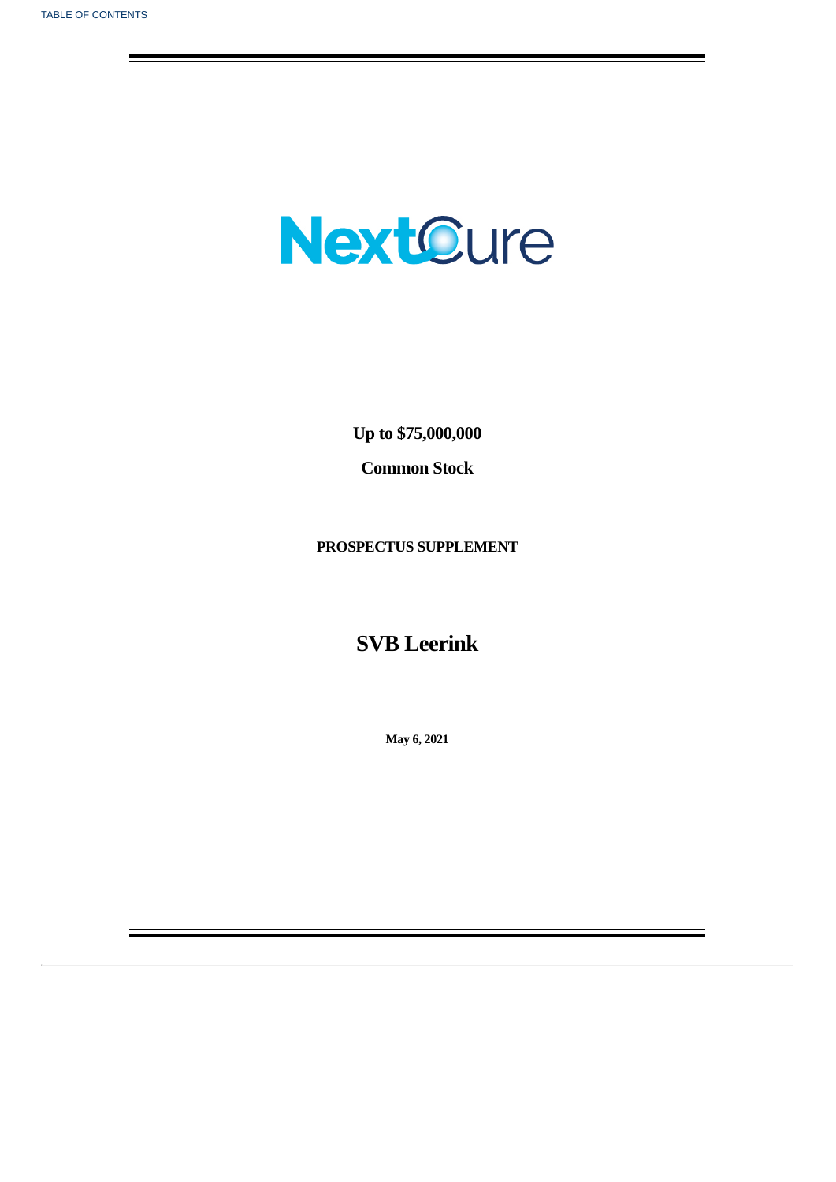NextCure

**Up to $75,000,000**

**Common Stock**

**PROSPECTUS SUPPLEMENT**

**SVB Leerink**

**May 6, 2021**